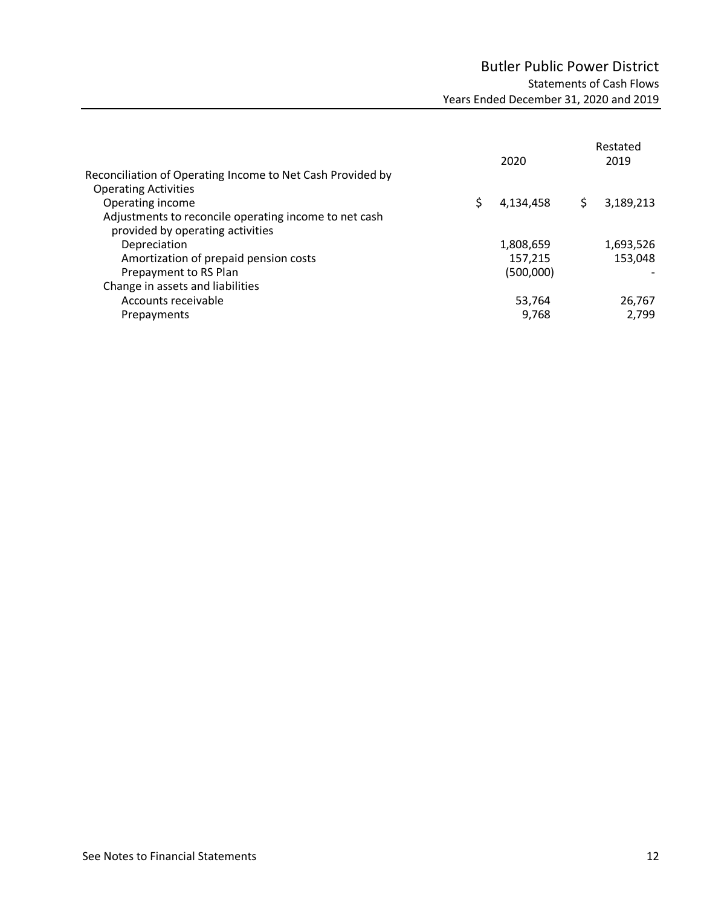# Butler Public Power District

## Statements of Cash Flows

### Years Ended December 31, 2020 and 2019

| | 2020 | Restated 2019 |
|---|---|---|
| Reconciliation of Operating Income to Net Cash Provided by Operating Activities | | |
| Operating income | $ 4,134,458 | $ 3,189,213 |
| Adjustments to reconcile operating income to net cash provided by operating activities | | |
| Depreciation | 1,808,659 | 1,693,526 |
| Amortization of prepaid pension costs | 157,215 | 153,048 |
| Prepayment to RS Plan | (500,000) | - |
| Change in assets and liabilities | | |
| Accounts receivable | 53,764 | 26,767 |
| Prepayments | 9,768 | 2,799 |

See Notes to Financial Statements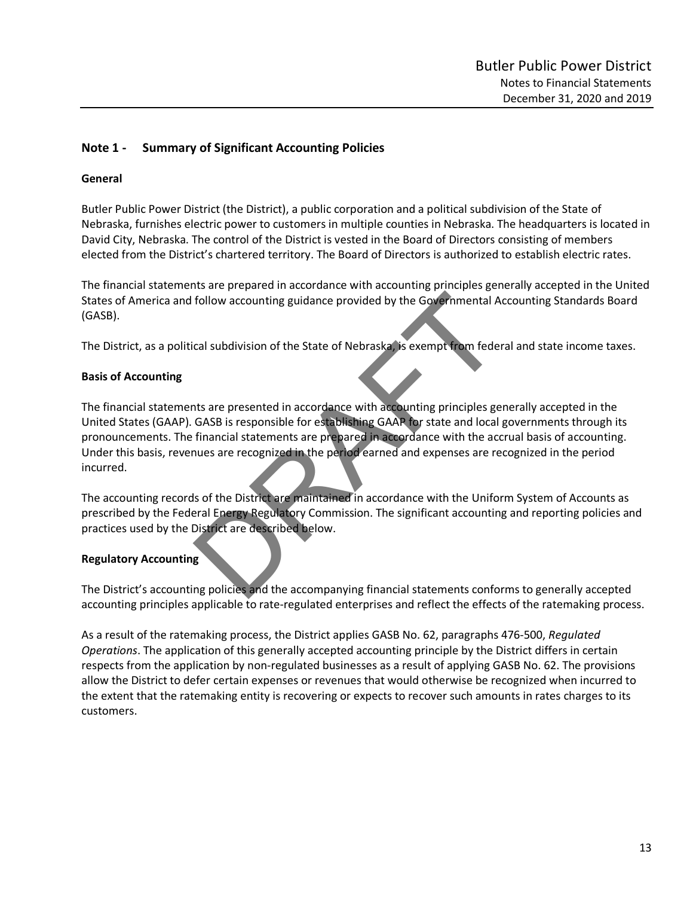## Note 1 - Summary of Significant Accounting Policies

### General

Butler Public Power District (the District), a public corporation and a political subdivision of the State of Nebraska, furnishes electric power to customers in multiple counties in Nebraska. The headquarters is located in David City, Nebraska. The control of the District is vested in the Board of Directors consisting of members elected from the District's chartered territory. The Board of Directors is authorized to establish electric rates.

The financial statements are prepared in accordance with accounting principles generally accepted in the United States of America and follow accounting guidance provided by the Governmental Accounting Standards Board (GASB).

The District, as a political subdivision of the State of Nebraska, is exempt from federal and state income taxes.

### Basis of Accounting

The financial statements are presented in accordance with accounting principles generally accepted in the United States (GAAP). GASB is responsible for establishing GAAP for state and local governments through its pronouncements. The financial statements are prepared in accordance with the accrual basis of accounting. Under this basis, revenues are recognized in the period earned and expenses are recognized in the period incurred.

The accounting records of the District are maintained in accordance with the Uniform System of Accounts as prescribed by the Federal Energy Regulatory Commission. The significant accounting and reporting policies and practices used by the District are described below.

### Regulatory Accounting

The District's accounting policies and the accompanying financial statements conforms to generally accepted accounting principles applicable to rate-regulated enterprises and reflect the effects of the ratemaking process.

As a result of the ratemaking process, the District applies GASB No. 62, paragraphs 476-500, *Regulated Operations*. The application of this generally accepted accounting principle by the District differs in certain respects from the application by non-regulated businesses as a result of applying GASB No. 62. The provisions allow the District to defer certain expenses or revenues that would otherwise be recognized when incurred to the extent that the ratemaking entity is recovering or expects to recover such amounts in rates charges to its customers.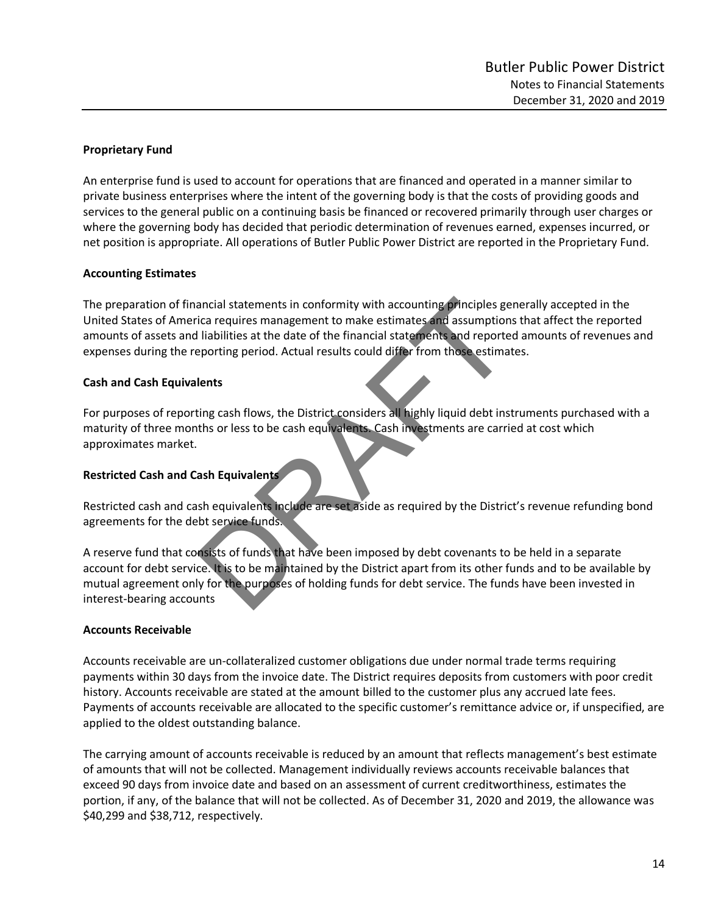### Proprietary Fund

An enterprise fund is used to account for operations that are financed and operated in a manner similar to private business enterprises where the intent of the governing body is that the costs of providing goods and services to the general public on a continuing basis be financed or recovered primarily through user charges or where the governing body has decided that periodic determination of revenues earned, expenses incurred, or net position is appropriate. All operations of Butler Public Power District are reported in the Proprietary Fund.

### Accounting Estimates

The preparation of financial statements in conformity with accounting principles generally accepted in the United States of America requires management to make estimates and assumptions that affect the reported amounts of assets and liabilities at the date of the financial statements and reported amounts of revenues and expenses during the reporting period. Actual results could differ from those estimates.

### Cash and Cash Equivalents

For purposes of reporting cash flows, the District considers all highly liquid debt instruments purchased with a maturity of three months or less to be cash equivalents. Cash investments are carried at cost which approximates market.

### Restricted Cash and Cash Equivalents

Restricted cash and cash equivalents include are set aside as required by the District's revenue refunding bond agreements for the debt service funds.

A reserve fund that consists of funds that have been imposed by debt covenants to be held in a separate account for debt service. It is to be maintained by the District apart from its other funds and to be available by mutual agreement only for the purposes of holding funds for debt service. The funds have been invested in interest-bearing accounts

### Accounts Receivable

Accounts receivable are un-collateralized customer obligations due under normal trade terms requiring payments within 30 days from the invoice date. The District requires deposits from customers with poor credit history. Accounts receivable are stated at the amount billed to the customer plus any accrued late fees. Payments of accounts receivable are allocated to the specific customer's remittance advice or, if unspecified, are applied to the oldest outstanding balance.

The carrying amount of accounts receivable is reduced by an amount that reflects management's best estimate of amounts that will not be collected. Management individually reviews accounts receivable balances that exceed 90 days from invoice date and based on an assessment of current creditworthiness, estimates the portion, if any, of the balance that will not be collected. As of December 31, 2020 and 2019, the allowance was $40,299 and $38,712, respectively.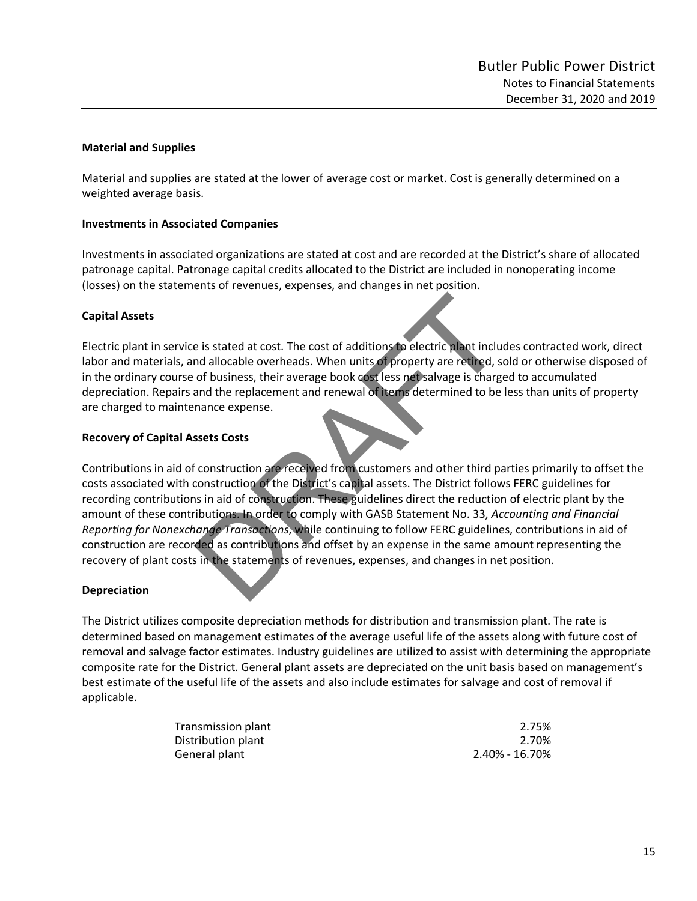**Material and Supplies**

Material and supplies are stated at the lower of average cost or market. Cost is generally determined on a weighted average basis.

**Investments in Associated Companies**

Investments in associated organizations are stated at cost and are recorded at the District's share of allocated patronage capital. Patronage capital credits allocated to the District are included in nonoperating income (losses) on the statements of revenues, expenses, and changes in net position.

**Capital Assets**

Electric plant in service is stated at cost. The cost of additions to electric plant includes contracted work, direct labor and materials, and allocable overheads. When units of property are retired, sold or otherwise disposed of in the ordinary course of business, their average book cost less net salvage is charged to accumulated depreciation. Repairs and the replacement and renewal of items determined to be less than units of property are charged to maintenance expense.

**Recovery of Capital Assets Costs**

Contributions in aid of construction are received from customers and other third parties primarily to offset the costs associated with construction of the District's capital assets. The District follows FERC guidelines for recording contributions in aid of construction. These guidelines direct the reduction of electric plant by the amount of these contributions. In order to comply with GASB Statement No. 33, *Accounting and Financial Reporting for Nonexchange Transactions*, while continuing to follow FERC guidelines, contributions in aid of construction are recorded as contributions and offset by an expense in the same amount representing the recovery of plant costs in the statements of revenues, expenses, and changes in net position.

**Depreciation**

The District utilizes composite depreciation methods for distribution and transmission plant. The rate is determined based on management estimates of the average useful life of the assets along with future cost of removal and salvage factor estimates. Industry guidelines are utilized to assist with determining the appropriate composite rate for the District. General plant assets are depreciated on the unit basis based on management's best estimate of the useful life of the assets and also include estimates for salvage and cost of removal if applicable.

| | |
|---|---|
| Transmission plant | 2.75% |
| Distribution plant | 2.70% |
| General plant | 2.40% - 16.70% |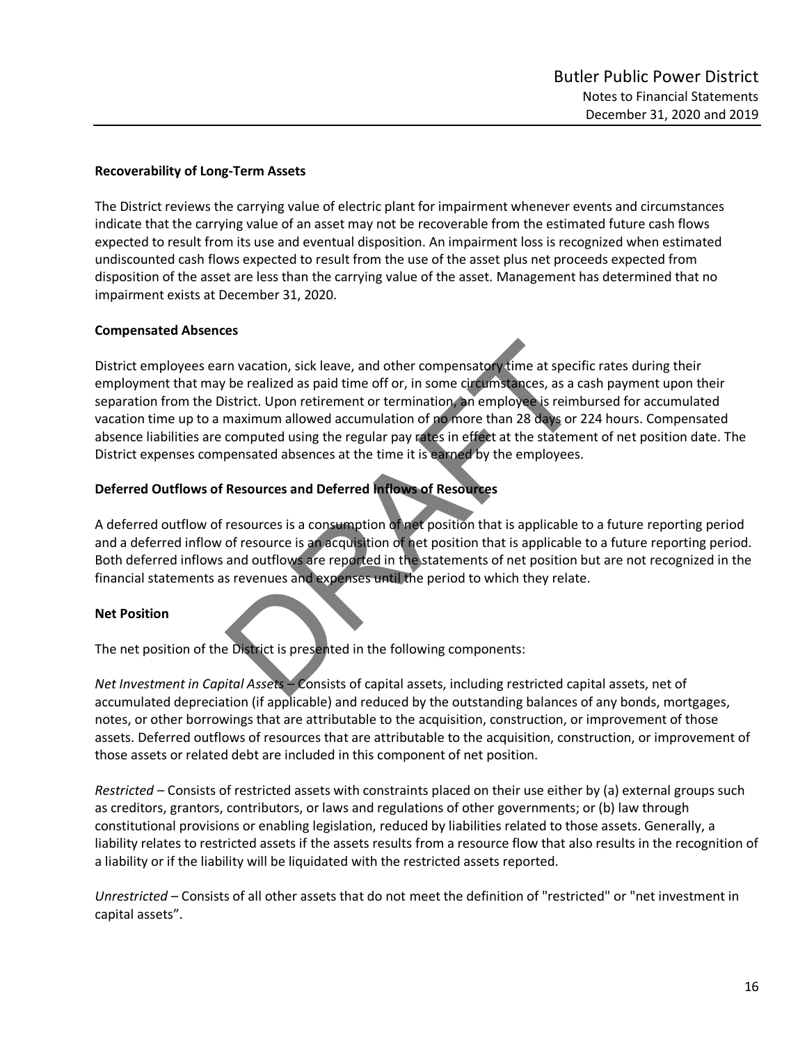### Recoverability of Long-Term Assets

The District reviews the carrying value of electric plant for impairment whenever events and circumstances indicate that the carrying value of an asset may not be recoverable from the estimated future cash flows expected to result from its use and eventual disposition. An impairment loss is recognized when estimated undiscounted cash flows expected to result from the use of the asset plus net proceeds expected from disposition of the asset are less than the carrying value of the asset. Management has determined that no impairment exists at December 31, 2020.

### Compensated Absences

District employees earn vacation, sick leave, and other compensatory time at specific rates during their employment that may be realized as paid time off or, in some circumstances, as a cash payment upon their separation from the District. Upon retirement or termination, an employee is reimbursed for accumulated vacation time up to a maximum allowed accumulation of no more than 28 days or 224 hours. Compensated absence liabilities are computed using the regular pay rates in effect at the statement of net position date. The District expenses compensated absences at the time it is earned by the employees.

### Deferred Outflows of Resources and Deferred Inflows of Resources

A deferred outflow of resources is a consumption of net position that is applicable to a future reporting period and a deferred inflow of resource is an acquisition of net position that is applicable to a future reporting period. Both deferred inflows and outflows are reported in the statements of net position but are not recognized in the financial statements as revenues and expenses until the period to which they relate.

### Net Position

The net position of the District is presented in the following components:

*Net Investment in Capital Assets* – Consists of capital assets, including restricted capital assets, net of accumulated depreciation (if applicable) and reduced by the outstanding balances of any bonds, mortgages, notes, or other borrowings that are attributable to the acquisition, construction, or improvement of those assets. Deferred outflows of resources that are attributable to the acquisition, construction, or improvement of those assets or related debt are included in this component of net position.

*Restricted* – Consists of restricted assets with constraints placed on their use either by (a) external groups such as creditors, grantors, contributors, or laws and regulations of other governments; or (b) law through constitutional provisions or enabling legislation, reduced by liabilities related to those assets. Generally, a liability relates to restricted assets if the assets results from a resource flow that also results in the recognition of a liability or if the liability will be liquidated with the restricted assets reported.

*Unrestricted* – Consists of all other assets that do not meet the definition of "restricted" or "net investment in capital assets".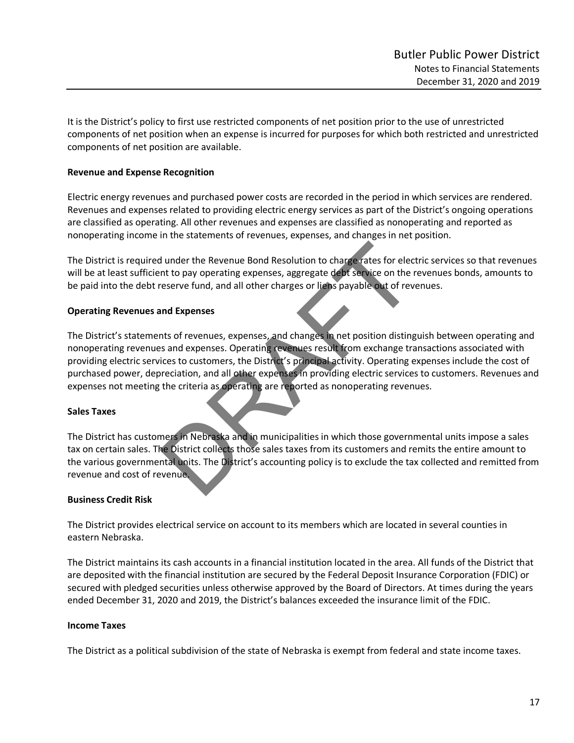It is the District's policy to first use restricted components of net position prior to the use of unrestricted components of net position when an expense is incurred for purposes for which both restricted and unrestricted components of net position are available.

**Revenue and Expense Recognition**

Electric energy revenues and purchased power costs are recorded in the period in which services are rendered. Revenues and expenses related to providing electric energy services as part of the District's ongoing operations are classified as operating. All other revenues and expenses are classified as nonoperating and reported as nonoperating income in the statements of revenues, expenses, and changes in net position.

The District is required under the Revenue Bond Resolution to charge rates for electric services so that revenues will be at least sufficient to pay operating expenses, aggregate debt service on the revenues bonds, amounts to be paid into the debt reserve fund, and all other charges or liens payable out of revenues.

**Operating Revenues and Expenses**

The District's statements of revenues, expenses, and changes in net position distinguish between operating and nonoperating revenues and expenses. Operating revenues result from exchange transactions associated with providing electric services to customers, the District's principal activity. Operating expenses include the cost of purchased power, depreciation, and all other expenses in providing electric services to customers. Revenues and expenses not meeting the criteria as operating are reported as nonoperating revenues.

**Sales Taxes**

The District has customers in Nebraska and in municipalities in which those governmental units impose a sales tax on certain sales. The District collects those sales taxes from its customers and remits the entire amount to the various governmental units. The District's accounting policy is to exclude the tax collected and remitted from revenue and cost of revenue.

**Business Credit Risk**

The District provides electrical service on account to its members which are located in several counties in eastern Nebraska.

The District maintains its cash accounts in a financial institution located in the area. All funds of the District that are deposited with the financial institution are secured by the Federal Deposit Insurance Corporation (FDIC) or secured with pledged securities unless otherwise approved by the Board of Directors. At times during the years ended December 31, 2020 and 2019, the District's balances exceeded the insurance limit of the FDIC.

**Income Taxes**

The District as a political subdivision of the state of Nebraska is exempt from federal and state income taxes.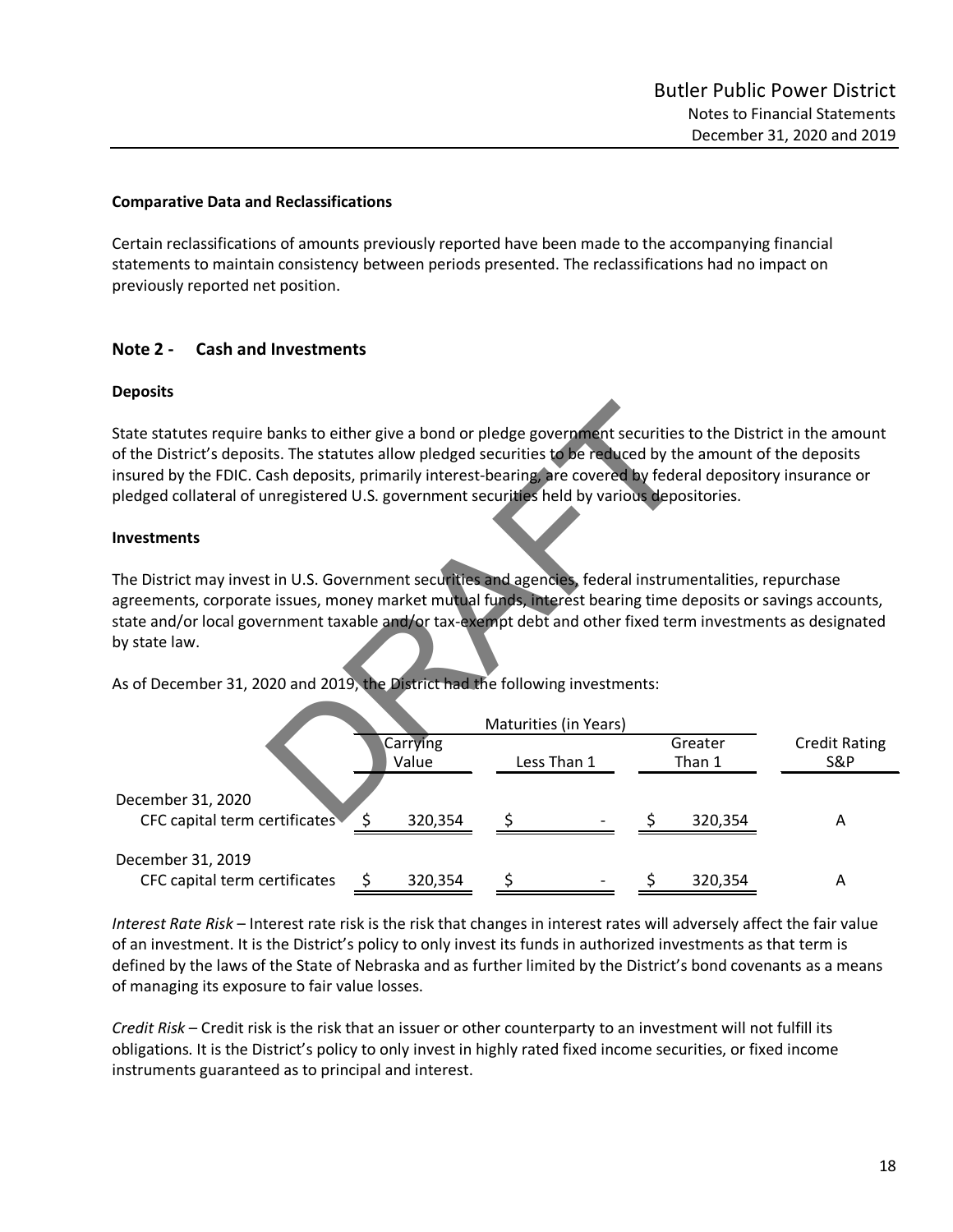**Comparative Data and Reclassifications**

Certain reclassifications of amounts previously reported have been made to the accompanying financial statements to maintain consistency between periods presented. The reclassifications had no impact on previously reported net position.

## Note 2 - Cash and Investments

**Deposits**

State statutes require banks to either give a bond or pledge government securities to the District in the amount of the District's deposits. The statutes allow pledged securities to be reduced by the amount of the deposits insured by the FDIC. Cash deposits, primarily interest-bearing, are covered by federal depository insurance or pledged collateral of unregistered U.S. government securities held by various depositories.

**Investments**

The District may invest in U.S. Government securities and agencies, federal instrumentalities, repurchase agreements, corporate issues, money market mutual funds, interest bearing time deposits or savings accounts, state and/or local government taxable and/or tax-exempt debt and other fixed term investments as designated by state law.

As of December 31, 2020 and 2019, the District had the following investments:

| | | Maturities (in Years) | | |
|---|---|---|---|---|
| | Carrying Value | Less Than 1 | Greater Than 1 | Credit Rating S&P |
| December 31, 2020 | | | | |
| CFC capital term certificates | $ 320,354 | $ - | $ 320,354 | A |
| December 31, 2019 | | | | |
| CFC capital term certificates | $ 320,354 | $ - | $ 320,354 | A |

*Interest Rate Risk* – Interest rate risk is the risk that changes in interest rates will adversely affect the fair value of an investment. It is the District's policy to only invest its funds in authorized investments as that term is defined by the laws of the State of Nebraska and as further limited by the District's bond covenants as a means of managing its exposure to fair value losses.

*Credit Risk* – Credit risk is the risk that an issuer or other counterparty to an investment will not fulfill its obligations. It is the District's policy to only invest in highly rated fixed income securities, or fixed income instruments guaranteed as to principal and interest.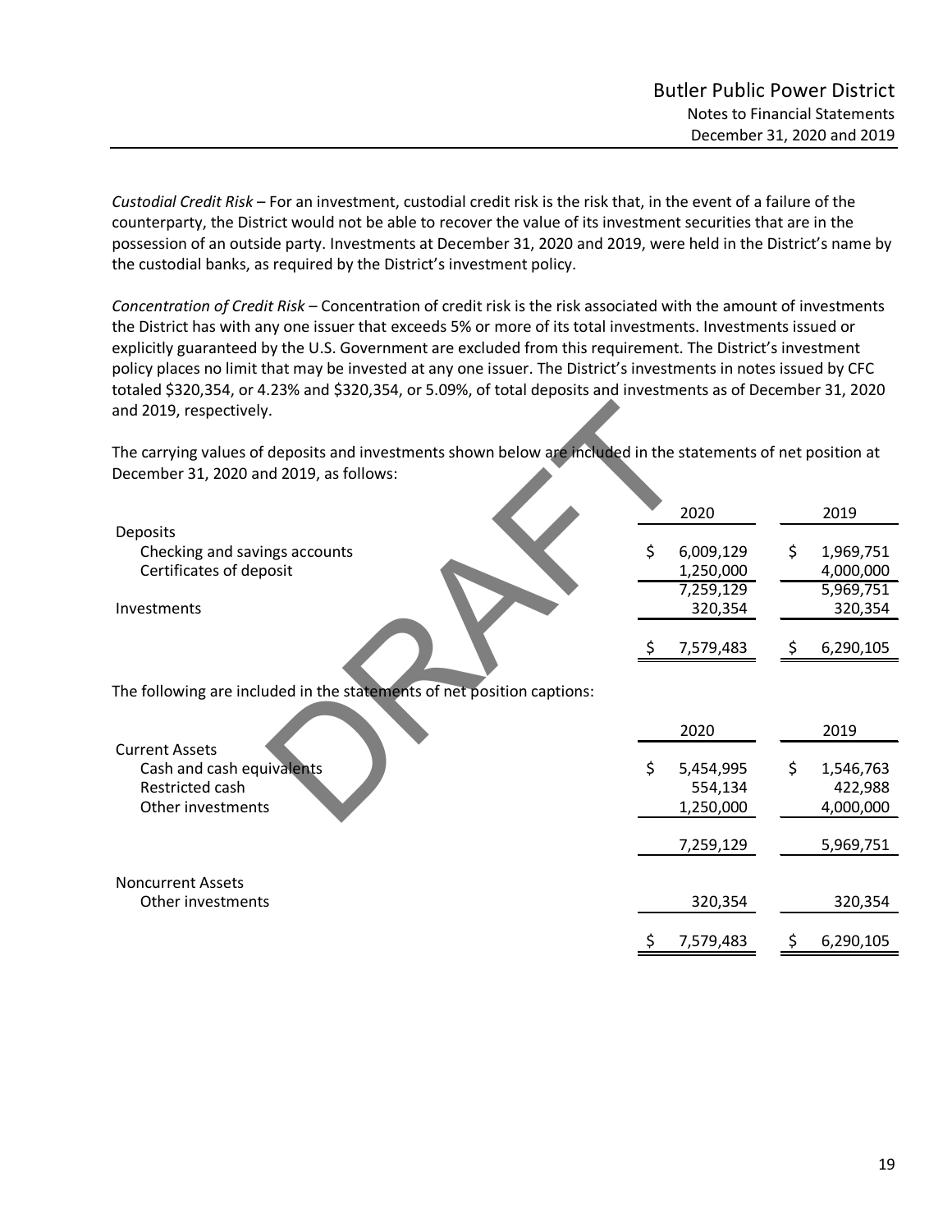*Custodial Credit Risk* – For an investment, custodial credit risk is the risk that, in the event of a failure of the counterparty, the District would not be able to recover the value of its investment securities that are in the possession of an outside party. Investments at December 31, 2020 and 2019, were held in the District's name by the custodial banks, as required by the District's investment policy.

*Concentration of Credit Risk* – Concentration of credit risk is the risk associated with the amount of investments the District has with any one issuer that exceeds 5% or more of its total investments. Investments issued or explicitly guaranteed by the U.S. Government are excluded from this requirement. The District's investment policy places no limit that may be invested at any one issuer. The District's investments in notes issued by CFC totaled $320,354, or 4.23% and $320,354, or 5.09%, of total deposits and investments as of December 31, 2020 and 2019, respectively.

The carrying values of deposits and investments shown below are included in the statements of net position at December 31, 2020 and 2019, as follows:

| | 2020 | 2019 |
|---|---|---|
| Deposits | | |
| Checking and savings accounts | $ 6,009,129 | $ 1,969,751 |
| Certificates of deposit | 1,250,000 | 4,000,000 |
| | 7,259,129 | 5,969,751 |
| Investments | 320,354 | 320,354 |
| | $ 7,579,483 | $ 6,290,105 |

The following are included in the statements of net position captions:

| | 2020 | 2019 |
|---|---|---|
| Current Assets | | |
| Cash and cash equivalents | $ 5,454,995 | $ 1,546,763 |
| Restricted cash | 554,134 | 422,988 |
| Other investments | 1,250,000 | 4,000,000 |
| | 7,259,129 | 5,969,751 |
| Noncurrent Assets | | |
| Other investments | 320,354 | 320,354 |
| | $ 7,579,483 | $ 6,290,105 |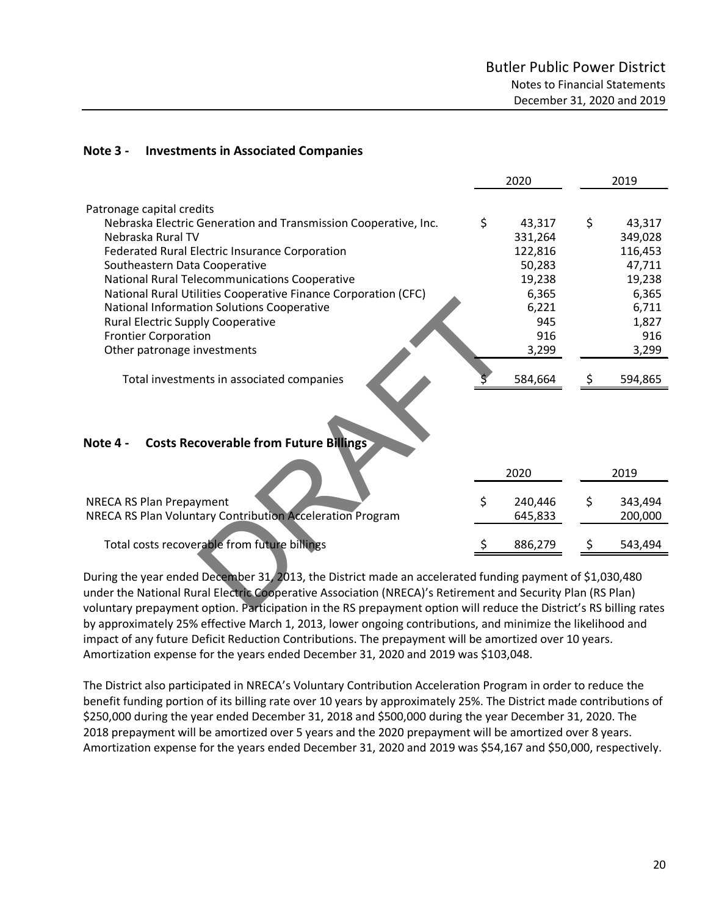## Note 3 - Investments in Associated Companies

| | 2020 | 2019 |
|---|---|---|
| Patronage capital credits | | |
| Nebraska Electric Generation and Transmission Cooperative, Inc. | $ 43,317 | $ 43,317 |
| Nebraska Rural TV | 331,264 | 349,028 |
| Federated Rural Electric Insurance Corporation | 122,816 | 116,453 |
| Southeastern Data Cooperative | 50,283 | 47,711 |
| National Rural Telecommunications Cooperative | 19,238 | 19,238 |
| National Rural Utilities Cooperative Finance Corporation (CFC) | 6,365 | 6,365 |
| National Information Solutions Cooperative | 6,221 | 6,711 |
| Rural Electric Supply Cooperative | 945 | 1,827 |
| Frontier Corporation | 916 | 916 |
| Other patronage investments | 3,299 | 3,299 |
| Total investments in associated companies | $ 584,664 | $ 594,865 |

## Note 4 - Costs Recoverable from Future Billings

| | 2020 | 2019 |
|---|---|---|
| NRECA RS Plan Prepayment | $ 240,446 | $ 343,494 |
| NRECA RS Plan Voluntary Contribution Acceleration Program | 645,833 | 200,000 |
| Total costs recoverable from future billings | $ 886,279 | $ 543,494 |

During the year ended December 31, 2013, the District made an accelerated funding payment of $1,030,480 under the National Rural Electric Cooperative Association (NRECA)'s Retirement and Security Plan (RS Plan) voluntary prepayment option. Participation in the RS prepayment option will reduce the District's RS billing rates by approximately 25% effective March 1, 2013, lower ongoing contributions, and minimize the likelihood and impact of any future Deficit Reduction Contributions. The prepayment will be amortized over 10 years. Amortization expense for the years ended December 31, 2020 and 2019 was $103,048.

The District also participated in NRECA's Voluntary Contribution Acceleration Program in order to reduce the benefit funding portion of its billing rate over 10 years by approximately 25%. The District made contributions of $250,000 during the year ended December 31, 2018 and $500,000 during the year December 31, 2020. The 2018 prepayment will be amortized over 5 years and the 2020 prepayment will be amortized over 8 years. Amortization expense for the years ended December 31, 2020 and 2019 was $54,167 and $50,000, respectively.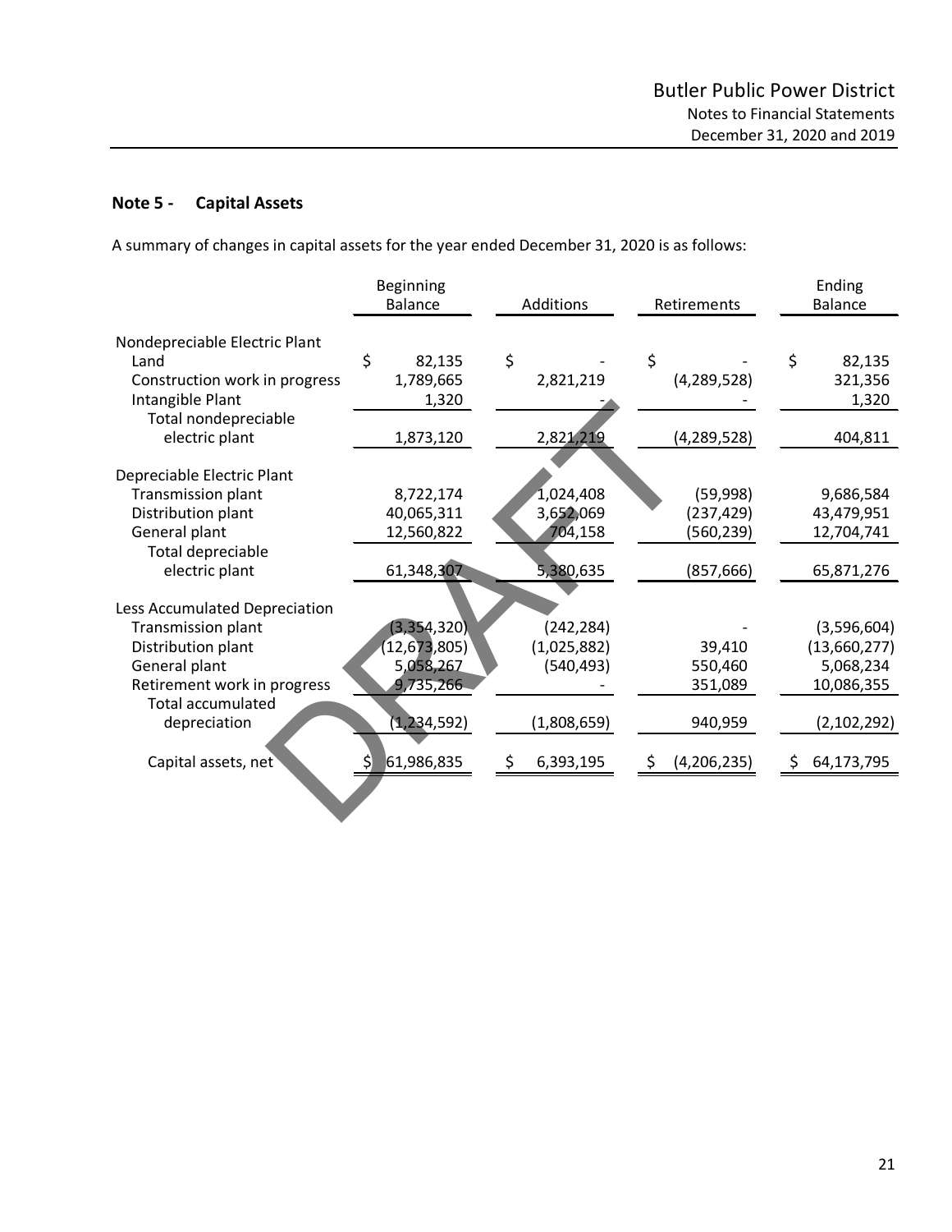## Note 5 - Capital Assets

A summary of changes in capital assets for the year ended December 31, 2020 is as follows:

| | Beginning Balance | Additions | Retirements | Ending Balance |
|---|---|---|---|---|
| Nondepreciable Electric Plant | | | | |
| Land | $ 82,135 | $ - | $ - | $ 82,135 |
| Construction work in progress | 1,789,665 | 2,821,219 | (4,289,528) | 321,356 |
| Intangible Plant | 1,320 | - | - | 1,320 |
| Total nondepreciable electric plant | 1,873,120 | 2,821,219 | (4,289,528) | 404,811 |
| Depreciable Electric Plant | | | | |
| Transmission plant | 8,722,174 | 1,024,408 | (59,998) | 9,686,584 |
| Distribution plant | 40,065,311 | 3,652,069 | (237,429) | 43,479,951 |
| General plant | 12,560,822 | 704,158 | (560,239) | 12,704,741 |
| Total depreciable electric plant | 61,348,307 | 5,380,635 | (857,666) | 65,871,276 |
| Less Accumulated Depreciation | | | | |
| Transmission plant | (3,354,320) | (242,284) | - | (3,596,604) |
| Distribution plant | (12,673,805) | (1,025,882) | 39,410 | (13,660,277) |
| General plant | 5,058,267 | (540,493) | 550,460 | 5,068,234 |
| Retirement work in progress | 9,735,266 | - | 351,089 | 10,086,355 |
| Total accumulated depreciation | (1,234,592) | (1,808,659) | 940,959 | (2,102,292) |
| Capital assets, net | $ 61,986,835 | $ 6,393,195 | $ (4,206,235) | $ 64,173,795 |

DRAFT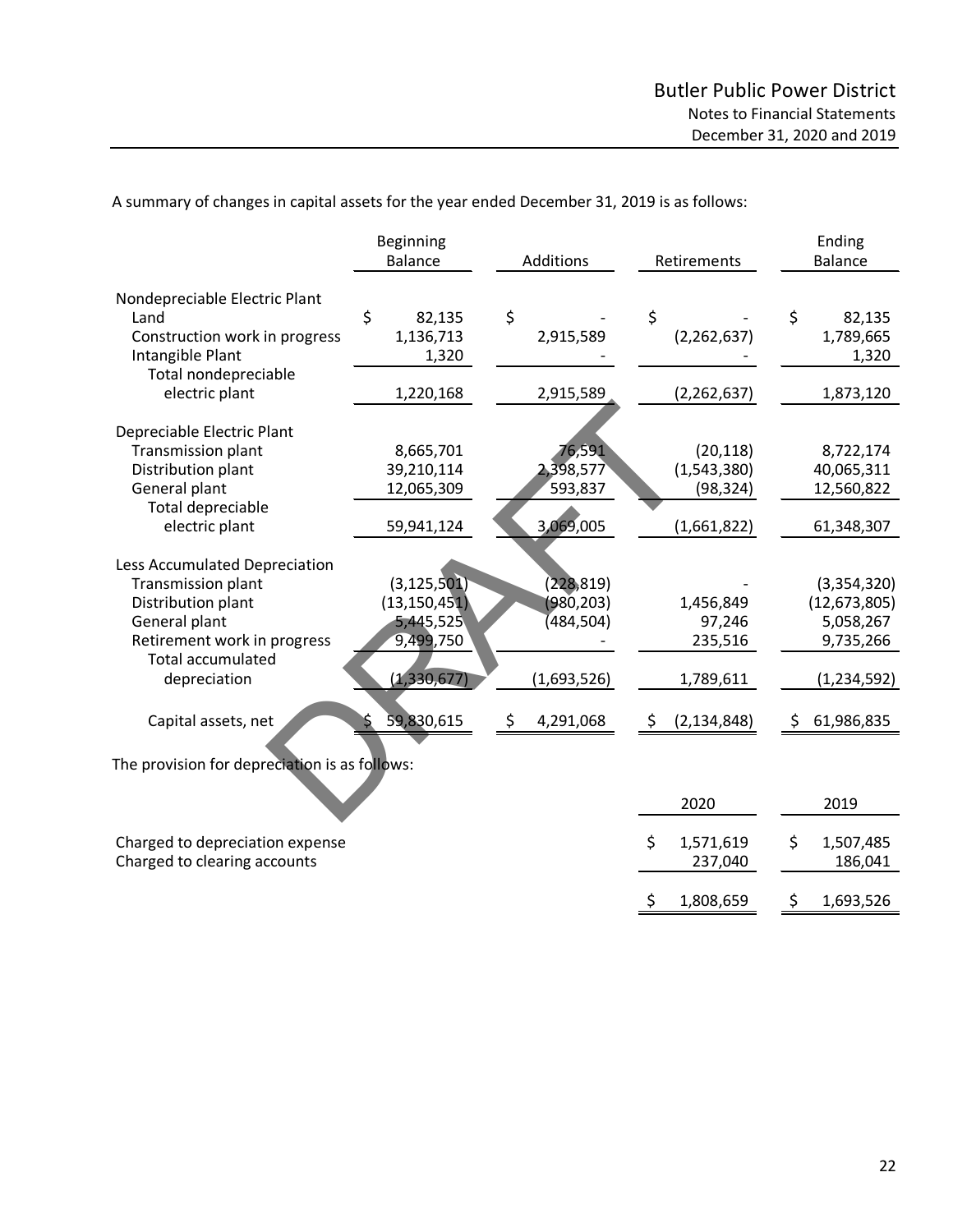A summary of changes in capital assets for the year ended December 31, 2019 is as follows:

| | Beginning Balance | Additions | Retirements | Ending Balance |
|---|---|---|---|---|
| Nondepreciable Electric Plant | | | | |
| Land | $ 82,135 | $ - | $ - | $ 82,135 |
| Construction work in progress | 1,136,713 | 2,915,589 | (2,262,637) | 1,789,665 |
| Intangible Plant | 1,320 | - | - | 1,320 |
| Total nondepreciable electric plant | 1,220,168 | 2,915,589 | (2,262,637) | 1,873,120 |
| Depreciable Electric Plant | | | | |
| Transmission plant | 8,665,701 | 76,591 | (20,118) | 8,722,174 |
| Distribution plant | 39,210,114 | 2,398,577 | (1,543,380) | 40,065,311 |
| General plant | 12,065,309 | 593,837 | (98,324) | 12,560,822 |
| Total depreciable electric plant | 59,941,124 | 3,069,005 | (1,661,822) | 61,348,307 |
| Less Accumulated Depreciation | | | | |
| Transmission plant | (3,125,501) | (228,819) | - | (3,354,320) |
| Distribution plant | (13,150,451) | (980,203) | 1,456,849 | (12,673,805) |
| General plant | 5,445,525 | (484,504) | 97,246 | 5,058,267 |
| Retirement work in progress | 9,499,750 | - | 235,516 | 9,735,266 |
| Total accumulated depreciation | (1,330,677) | (1,693,526) | 1,789,611 | (1,234,592) |
| Capital assets, net | $ 59,830,615 | $ 4,291,068 | $ (2,134,848) | $ 61,986,835 |

The provision for depreciation is as follows:

| | 2020 | 2019 |
|---|---|---|
| Charged to depreciation expense | $ 1,571,619 | $ 1,507,485 |
| Charged to clearing accounts | 237,040 | 186,041 |
| | $ 1,808,659 | $ 1,693,526 |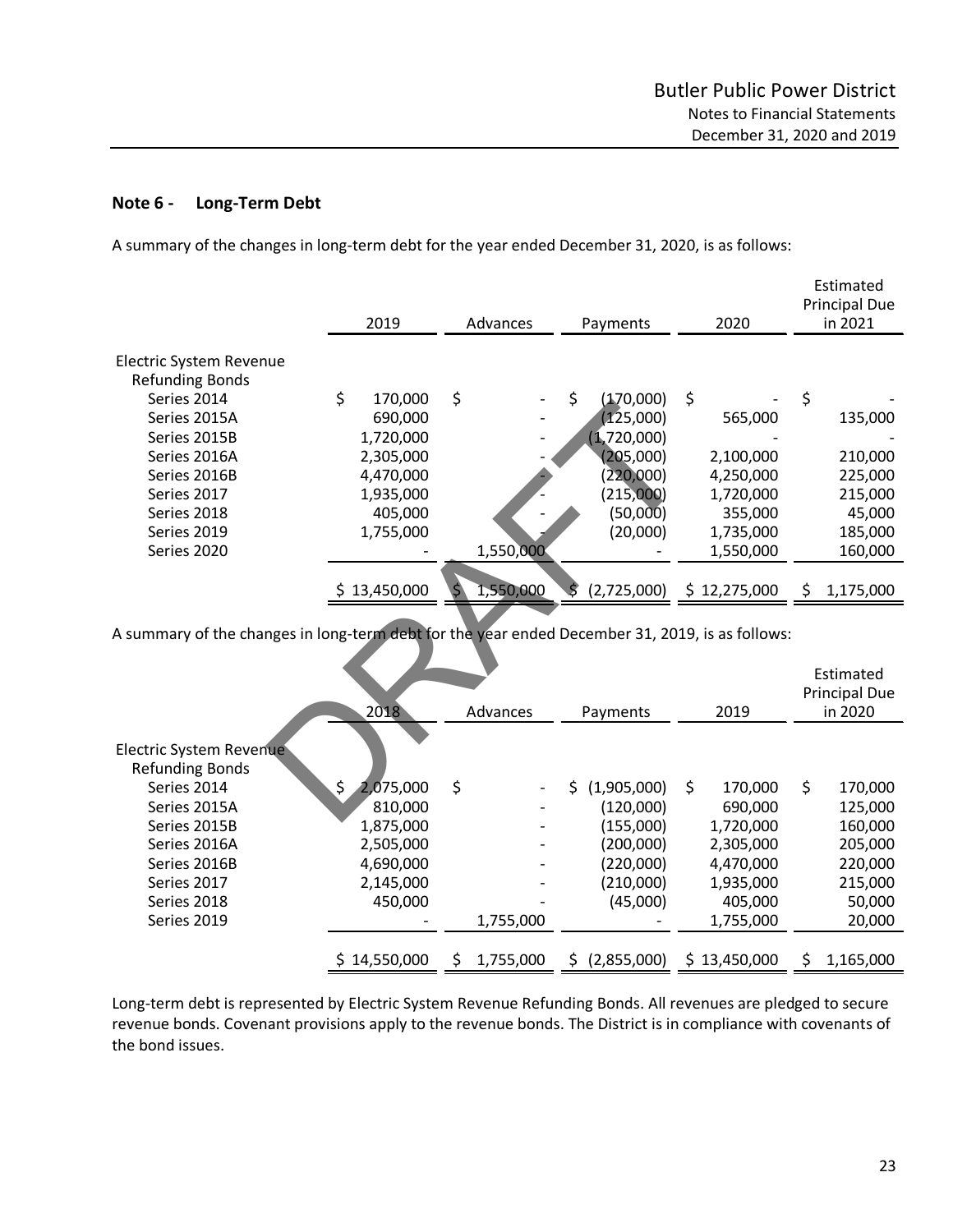## Note 6 - Long-Term Debt

A summary of the changes in long-term debt for the year ended December 31, 2020, is as follows:

| | 2019 | Advances | Payments | 2020 | Estimated Principal Due in 2021 |
|---|---|---|---|---|---|
| Electric System Revenue Refunding Bonds | | | | | |
| Series 2014 | $ 170,000 | $ - | $ (170,000) | $ - | $ - |
| Series 2015A | 690,000 | - | (125,000) | 565,000 | 135,000 |
| Series 2015B | 1,720,000 | - | (1,720,000) | - | - |
| Series 2016A | 2,305,000 | - | (205,000) | 2,100,000 | 210,000 |
| Series 2016B | 4,470,000 | - | (220,000) | 4,250,000 | 225,000 |
| Series 2017 | 1,935,000 | - | (215,000) | 1,720,000 | 215,000 |
| Series 2018 | 405,000 | - | (50,000) | 355,000 | 45,000 |
| Series 2019 | 1,755,000 | - | (20,000) | 1,735,000 | 185,000 |
| Series 2020 | - | 1,550,000 | - | 1,550,000 | 160,000 |
| | $ 13,450,000 | $ 1,550,000 | $ (2,725,000) | $ 12,275,000 | $ 1,175,000 |

A summary of the changes in long-term debt for the year ended December 31, 2019, is as follows:

| | 2018 | Advances | Payments | 2019 | Estimated Principal Due in 2020 |
|---|---|---|---|---|---|
| Electric System Revenue Refunding Bonds | | | | | |
| Series 2014 | $ 2,075,000 | $ - | $ (1,905,000) | $ 170,000 | $ 170,000 |
| Series 2015A | 810,000 | - | (120,000) | 690,000 | 125,000 |
| Series 2015B | 1,875,000 | - | (155,000) | 1,720,000 | 160,000 |
| Series 2016A | 2,505,000 | - | (200,000) | 2,305,000 | 205,000 |
| Series 2016B | 4,690,000 | - | (220,000) | 4,470,000 | 220,000 |
| Series 2017 | 2,145,000 | - | (210,000) | 1,935,000 | 215,000 |
| Series 2018 | 450,000 | - | (45,000) | 405,000 | 50,000 |
| Series 2019 | - | 1,755,000 | - | 1,755,000 | 20,000 |
| | $ 14,550,000 | $ 1,755,000 | $ (2,855,000) | $ 13,450,000 | $ 1,165,000 |

Long-term debt is represented by Electric System Revenue Refunding Bonds. All revenues are pledged to secure revenue bonds. Covenant provisions apply to the revenue bonds. The District is in compliance with covenants of the bond issues.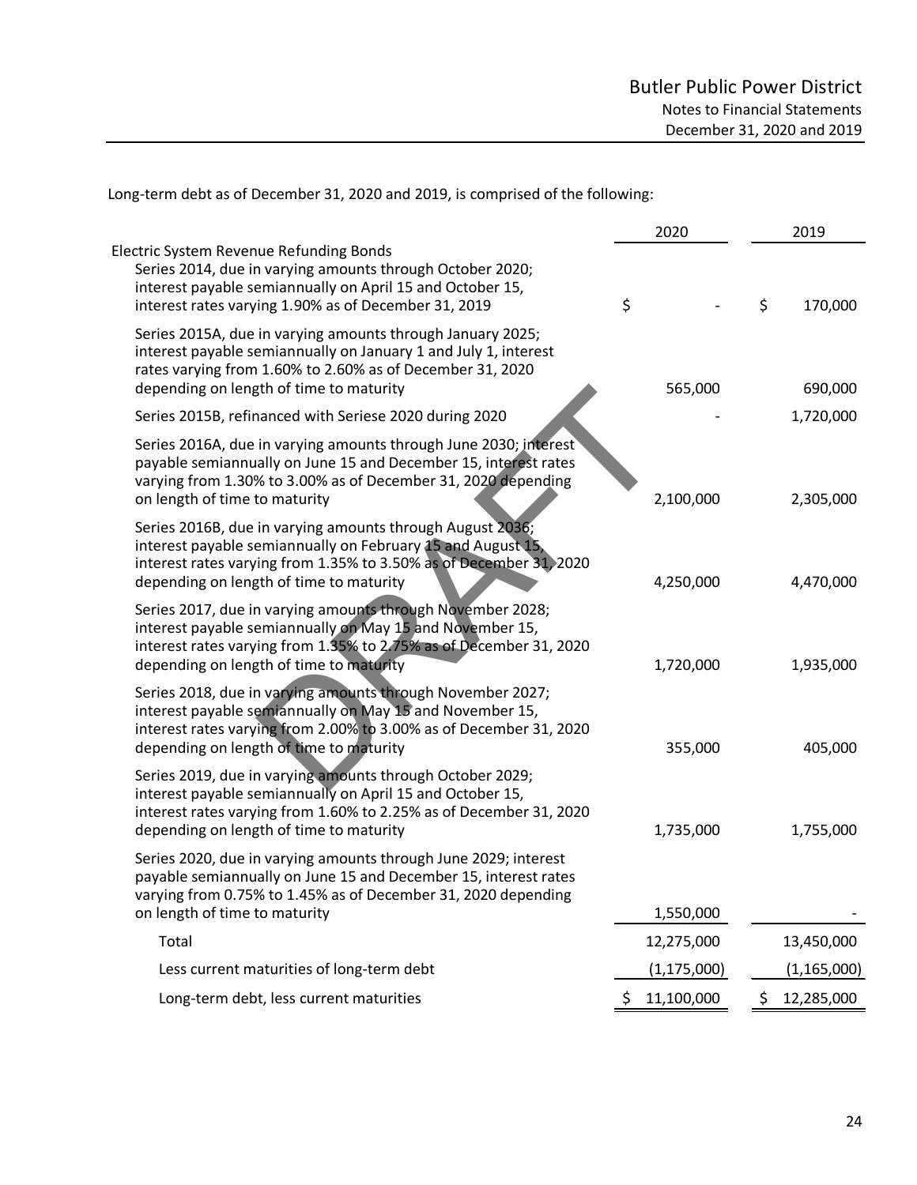Long-term debt as of December 31, 2020 and 2019, is comprised of the following:

| | 2020 | 2019 |
|---|---|---|
| Electric System Revenue Refunding Bonds | | |
| Series 2014, due in varying amounts through October 2020; interest payable semiannually on April 15 and October 15, interest rates varying 1.90% as of December 31, 2019 | $ - | $ 170,000 |
| Series 2015A, due in varying amounts through January 2025; interest payable semiannually on January 1 and July 1, interest rates varying from 1.60% to 2.60% as of December 31, 2020 depending on length of time to maturity | 565,000 | 690,000 |
| Series 2015B, refinanced with Seriese 2020 during 2020 | - | 1,720,000 |
| Series 2016A, due in varying amounts through June 2030; interest payable semiannually on June 15 and December 15, interest rates varying from 1.30% to 3.00% as of December 31, 2020 depending on length of time to maturity | 2,100,000 | 2,305,000 |
| Series 2016B, due in varying amounts through August 2036; interest payable semiannually on February 15 and August 15, interest rates varying from 1.35% to 3.50% as of December 31, 2020 depending on length of time to maturity | 4,250,000 | 4,470,000 |
| Series 2017, due in varying amounts through November 2028; interest payable semiannually on May 15 and November 15, interest rates varying from 1.35% to 2.75% as of December 31, 2020 depending on length of time to maturity | 1,720,000 | 1,935,000 |
| Series 2018, due in varying amounts through November 2027; interest payable semiannually on May 15 and November 15, interest rates varying from 2.00% to 3.00% as of December 31, 2020 depending on length of time to maturity | 355,000 | 405,000 |
| Series 2019, due in varying amounts through October 2029; interest payable semiannually on April 15 and October 15, interest rates varying from 1.60% to 2.25% as of December 31, 2020 depending on length of time to maturity | 1,735,000 | 1,755,000 |
| Series 2020, due in varying amounts through June 2029; interest payable semiannually on June 15 and December 15, interest rates varying from 0.75% to 1.45% as of December 31, 2020 depending on length of time to maturity | 1,550,000 | - |
| Total | 12,275,000 | 13,450,000 |
| Less current maturities of long-term debt | (1,175,000) | (1,165,000) |
| Long-term debt, less current maturities | $ 11,100,000 | $ 12,285,000 |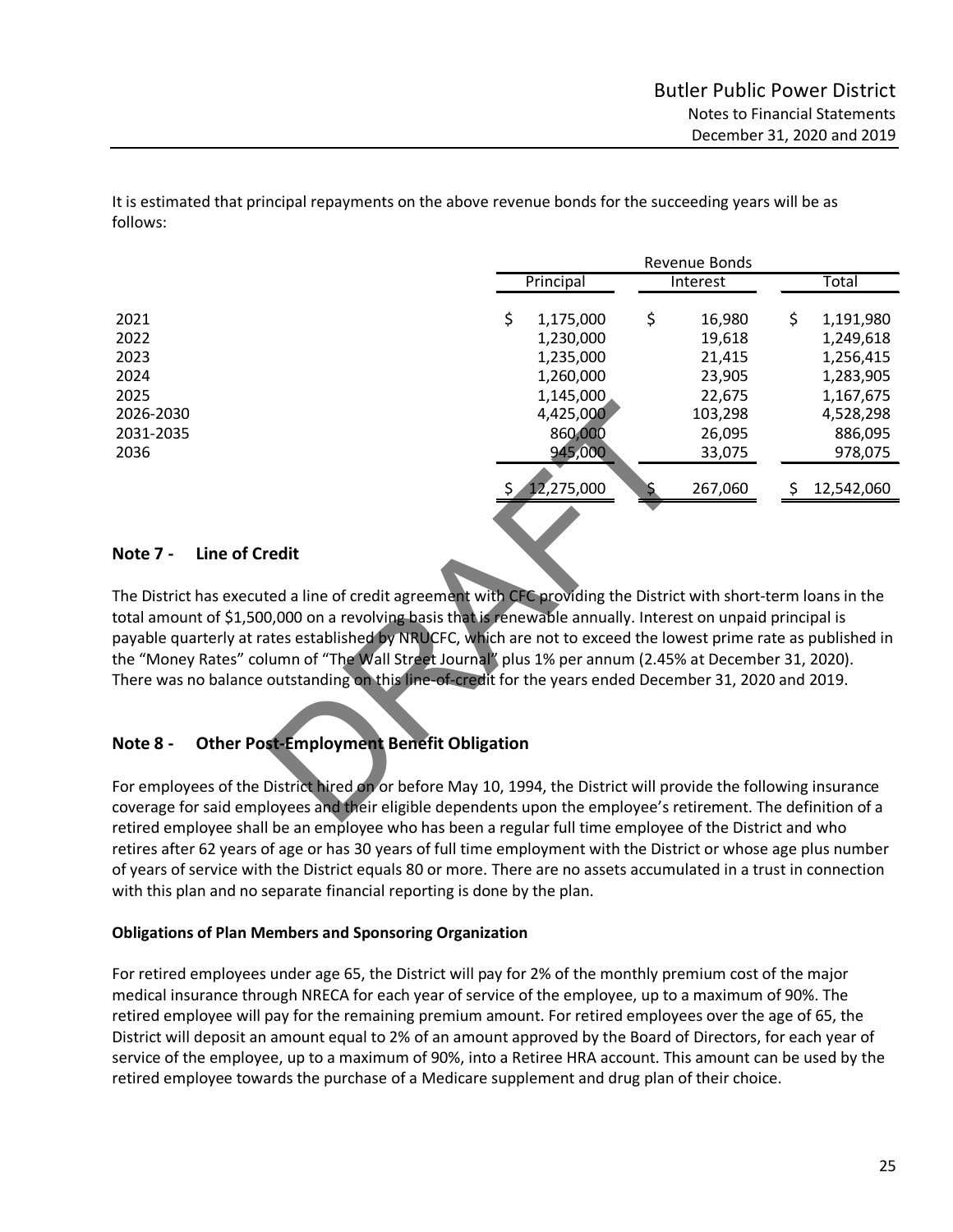It is estimated that principal repayments on the above revenue bonds for the succeeding years will be as follows:

| | Revenue Bonds | | |
|---|---|---|---|
| | Principal | Interest | Total |
| 2021 | $ 1,175,000 | $ 16,980 | $ 1,191,980 |
| 2022 | 1,230,000 | 19,618 | 1,249,618 |
| 2023 | 1,235,000 | 21,415 | 1,256,415 |
| 2024 | 1,260,000 | 23,905 | 1,283,905 |
| 2025 | 1,145,000 | 22,675 | 1,167,675 |
| 2026-2030 | 4,425,000 | 103,298 | 4,528,298 |
| 2031-2035 | 860,000 | 26,095 | 886,095 |
| 2036 | 945,000 | 33,075 | 978,075 |
| | $ 12,275,000 | $ 267,060 | $ 12,542,060 |

## Note 7 - Line of Credit

The District has executed a line of credit agreement with CFC providing the District with short-term loans in the total amount of $1,500,000 on a revolving basis that is renewable annually. Interest on unpaid principal is payable quarterly at rates established by NRUCFC, which are not to exceed the lowest prime rate as published in the "Money Rates" column of "The Wall Street Journal" plus 1% per annum (2.45% at December 31, 2020). There was no balance outstanding on this line-of-credit for the years ended December 31, 2020 and 2019.

## Note 8 - Other Post-Employment Benefit Obligation

For employees of the District hired on or before May 10, 1994, the District will provide the following insurance coverage for said employees and their eligible dependents upon the employee's retirement. The definition of a retired employee shall be an employee who has been a regular full time employee of the District and who retires after 62 years of age or has 30 years of full time employment with the District or whose age plus number of years of service with the District equals 80 or more. There are no assets accumulated in a trust in connection with this plan and no separate financial reporting is done by the plan.

### Obligations of Plan Members and Sponsoring Organization

For retired employees under age 65, the District will pay for 2% of the monthly premium cost of the major medical insurance through NRECA for each year of service of the employee, up to a maximum of 90%. The retired employee will pay for the remaining premium amount. For retired employees over the age of 65, the District will deposit an amount equal to 2% of an amount approved by the Board of Directors, for each year of service of the employee, up to a maximum of 90%, into a Retiree HRA account. This amount can be used by the retired employee towards the purchase of a Medicare supplement and drug plan of their choice.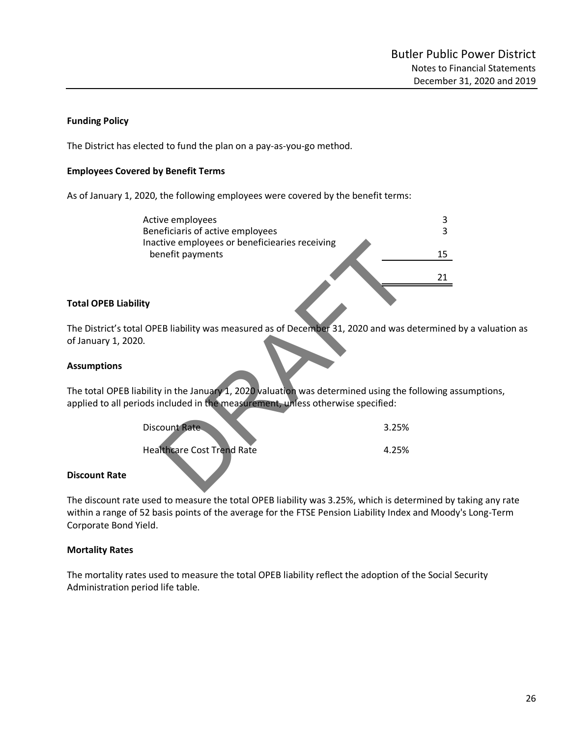**Funding Policy**

The District has elected to fund the plan on a pay-as-you-go method.

**Employees Covered by Benefit Terms**

As of January 1, 2020, the following employees were covered by the benefit terms:

| | |
|---|---|
| Active employees | 3 |
| Beneficiaris of active employees | 3 |
| Inactive employees or beneficiearies receiving benefit payments | 15 |
| | 21 |

**Total OPEB Liability**

The District's total OPEB liability was measured as of December 31, 2020 and was determined by a valuation as of January 1, 2020.

**Assumptions**

The total OPEB liability in the January 1, 2020 valuation was determined using the following assumptions, applied to all periods included in the measurement, unless otherwise specified:

| | |
|---|---|
| Discount Rate | 3.25% |
| Healthcare Cost Trend Rate | 4.25% |

**Discount Rate**

The discount rate used to measure the total OPEB liability was 3.25%, which is determined by taking any rate within a range of 52 basis points of the average for the FTSE Pension Liability Index and Moody's Long-Term Corporate Bond Yield.

**Mortality Rates**

The mortality rates used to measure the total OPEB liability reflect the adoption of the Social Security Administration period life table.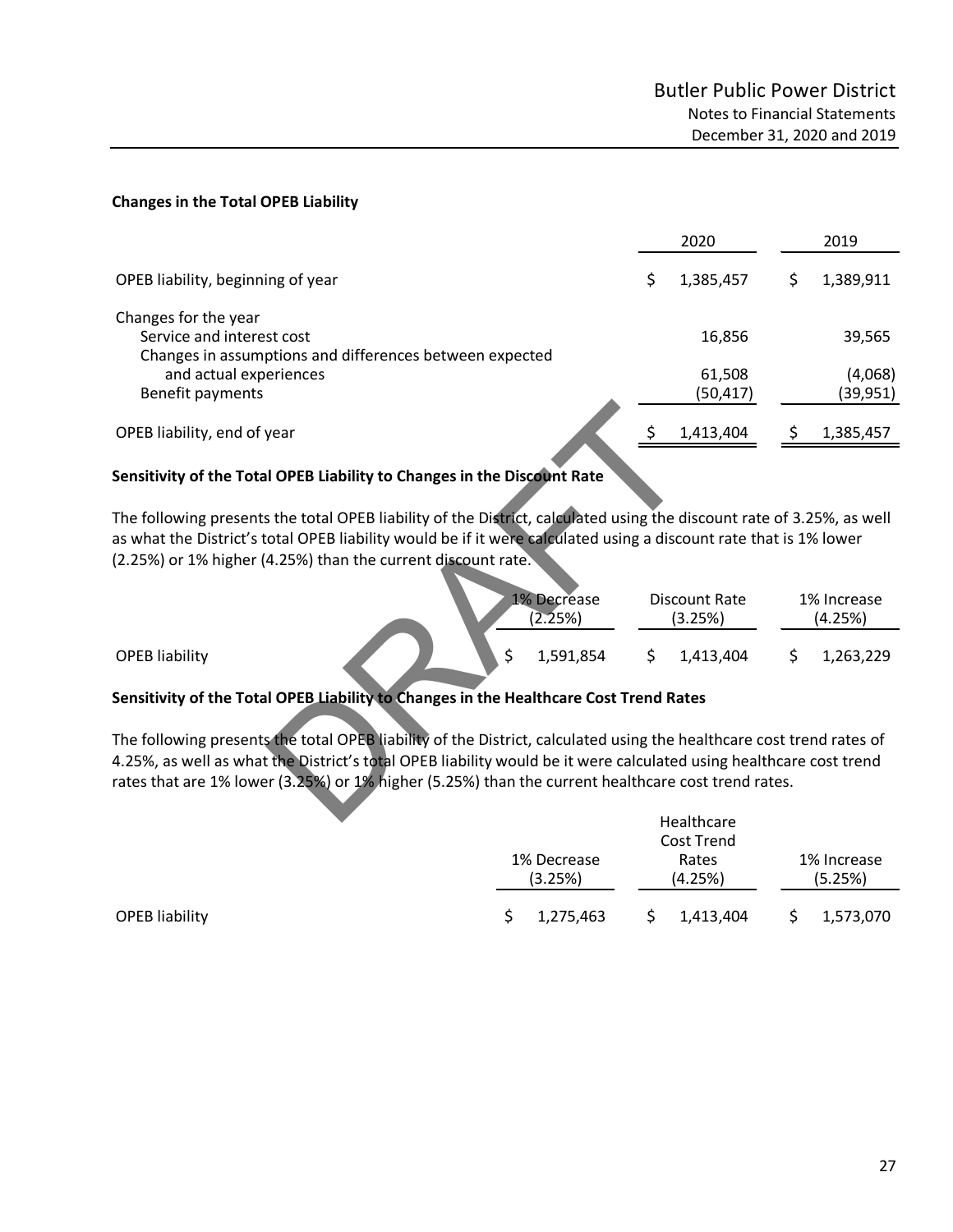**Changes in the Total OPEB Liability**

| | 2020 | 2019 |
|---|---|---|
| OPEB liability, beginning of year | $ 1,385,457 | $ 1,389,911 |
| Changes for the year | | |
| Service and interest cost | 16,856 | 39,565 |
| Changes in assumptions and differences between expected and actual experiences | 61,508 | (4,068) |
| Benefit payments | (50,417) | (39,951) |
| OPEB liability, end of year | $ 1,413,404 | $ 1,385,457 |

**Sensitivity of the Total OPEB Liability to Changes in the Discount Rate**

The following presents the total OPEB liability of the District, calculated using the discount rate of 3.25%, as well as what the District's total OPEB liability would be if it were calculated using a discount rate that is 1% lower (2.25%) or 1% higher (4.25%) than the current discount rate.

| | 1% Decrease (2.25%) | Discount Rate (3.25%) | 1% Increase (4.25%) |
|---|---|---|---|
| OPEB liability | $ 1,591,854 | $ 1,413,404 | $ 1,263,229 |

**Sensitivity of the Total OPEB Liability to Changes in the Healthcare Cost Trend Rates**

The following presents the total OPEB liability of the District, calculated using the healthcare cost trend rates of 4.25%, as well as what the District's total OPEB liability would be it were calculated using healthcare cost trend rates that are 1% lower (3.25%) or 1% higher (5.25%) than the current healthcare cost trend rates.

| | 1% Decrease (3.25%) | Healthcare Cost Trend Rates (4.25%) | 1% Increase (5.25%) |
|---|---|---|---|
| OPEB liability | $ 1,275,463 | $ 1,413,404 | $ 1,573,070 |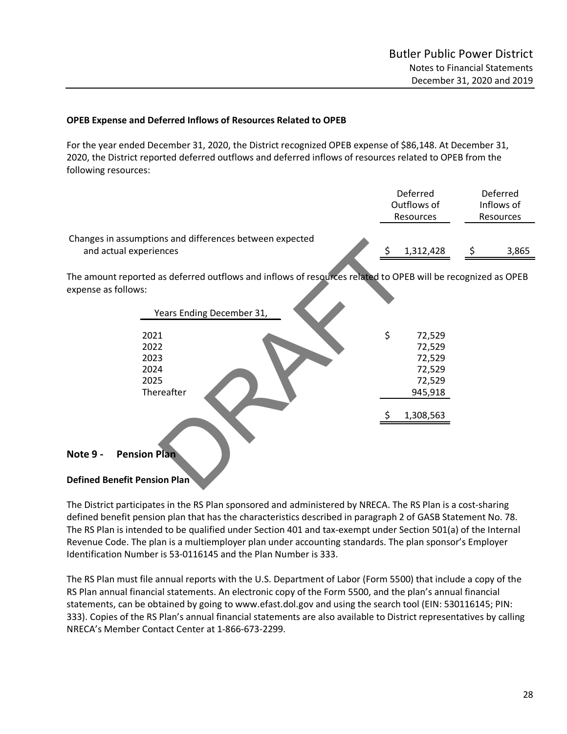**OPEB Expense and Deferred Inflows of Resources Related to OPEB**

For the year ended December 31, 2020, the District recognized OPEB expense of $86,148. At December 31, 2020, the District reported deferred outflows and deferred inflows of resources related to OPEB from the following resources:

| | Deferred Outflows of Resources | Deferred Inflows of Resources |
|---|---|---|
| Changes in assumptions and differences between expected and actual experiences | $ 1,312,428 | $ 3,865 |

The amount reported as deferred outflows and inflows of resources related to OPEB will be recognized as OPEB expense as follows:

| Years Ending December 31, | |
|---|---|
| 2021 | $ 72,529 |
| 2022 | 72,529 |
| 2023 | 72,529 |
| 2024 | 72,529 |
| 2025 | 72,529 |
| Thereafter | 945,918 |
| | $ 1,308,563 |

## Note 9 - Pension Plan

**Defined Benefit Pension Plan**

The District participates in the RS Plan sponsored and administered by NRECA. The RS Plan is a cost-sharing defined benefit pension plan that has the characteristics described in paragraph 2 of GASB Statement No. 78. The RS Plan is intended to be qualified under Section 401 and tax-exempt under Section 501(a) of the Internal Revenue Code. The plan is a multiemployer plan under accounting standards. The plan sponsor's Employer Identification Number is 53-0116145 and the Plan Number is 333.

The RS Plan must file annual reports with the U.S. Department of Labor (Form 5500) that include a copy of the RS Plan annual financial statements. An electronic copy of the Form 5500, and the plan's annual financial statements, can be obtained by going to www.efast.dol.gov and using the search tool (EIN: 530116145; PIN: 333). Copies of the RS Plan's annual financial statements are also available to District representatives by calling NRECA's Member Contact Center at 1-866-673-2299.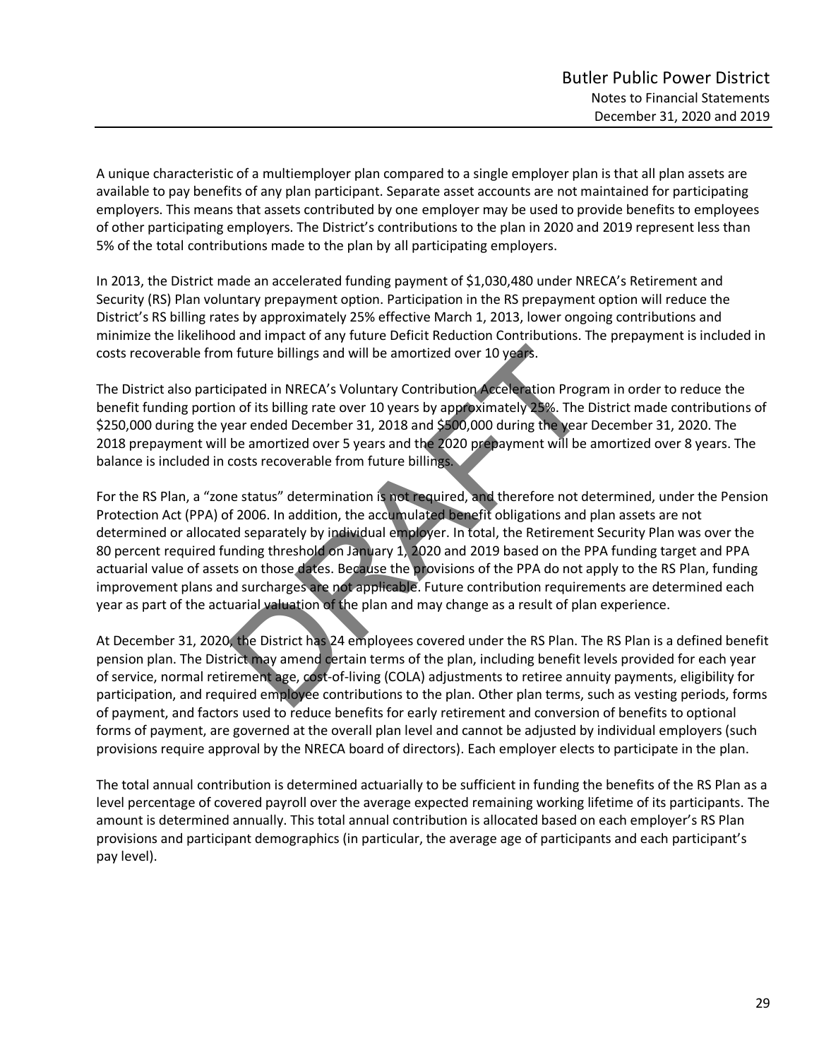A unique characteristic of a multiemployer plan compared to a single employer plan is that all plan assets are available to pay benefits of any plan participant. Separate asset accounts are not maintained for participating employers. This means that assets contributed by one employer may be used to provide benefits to employees of other participating employers. The District's contributions to the plan in 2020 and 2019 represent less than 5% of the total contributions made to the plan by all participating employers.

In 2013, the District made an accelerated funding payment of $1,030,480 under NRECA's Retirement and Security (RS) Plan voluntary prepayment option. Participation in the RS prepayment option will reduce the District's RS billing rates by approximately 25% effective March 1, 2013, lower ongoing contributions and minimize the likelihood and impact of any future Deficit Reduction Contributions. The prepayment is included in costs recoverable from future billings and will be amortized over 10 years.

The District also participated in NRECA's Voluntary Contribution Acceleration Program in order to reduce the benefit funding portion of its billing rate over 10 years by approximately 25%. The District made contributions of $250,000 during the year ended December 31, 2018 and $500,000 during the year December 31, 2020. The 2018 prepayment will be amortized over 5 years and the 2020 prepayment will be amortized over 8 years. The balance is included in costs recoverable from future billings.

For the RS Plan, a "zone status" determination is not required, and therefore not determined, under the Pension Protection Act (PPA) of 2006. In addition, the accumulated benefit obligations and plan assets are not determined or allocated separately by individual employer. In total, the Retirement Security Plan was over the 80 percent required funding threshold on January 1, 2020 and 2019 based on the PPA funding target and PPA actuarial value of assets on those dates. Because the provisions of the PPA do not apply to the RS Plan, funding improvement plans and surcharges are not applicable. Future contribution requirements are determined each year as part of the actuarial valuation of the plan and may change as a result of plan experience.

At December 31, 2020, the District has 24 employees covered under the RS Plan. The RS Plan is a defined benefit pension plan. The District may amend certain terms of the plan, including benefit levels provided for each year of service, normal retirement age, cost-of-living (COLA) adjustments to retiree annuity payments, eligibility for participation, and required employee contributions to the plan. Other plan terms, such as vesting periods, forms of payment, and factors used to reduce benefits for early retirement and conversion of benefits to optional forms of payment, are governed at the overall plan level and cannot be adjusted by individual employers (such provisions require approval by the NRECA board of directors). Each employer elects to participate in the plan.

The total annual contribution is determined actuarially to be sufficient in funding the benefits of the RS Plan as a level percentage of covered payroll over the average expected remaining working lifetime of its participants. The amount is determined annually. This total annual contribution is allocated based on each employer's RS Plan provisions and participant demographics (in particular, the average age of participants and each participant's pay level).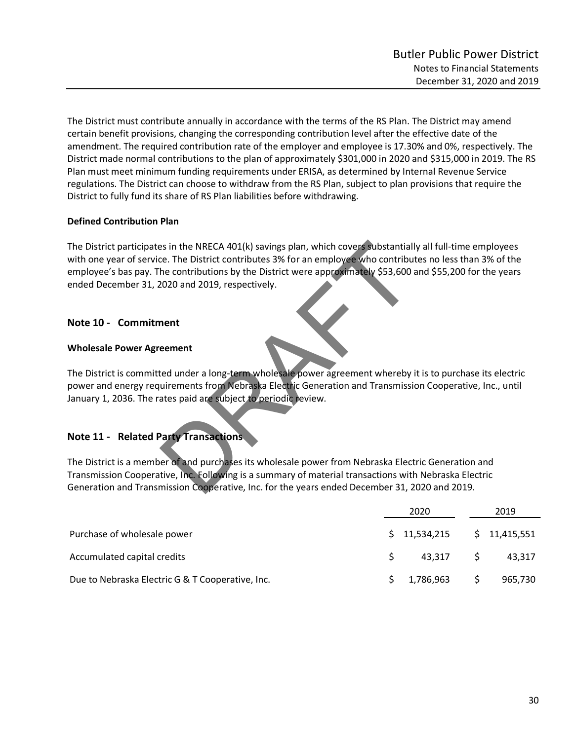The District must contribute annually in accordance with the terms of the RS Plan. The District may amend certain benefit provisions, changing the corresponding contribution level after the effective date of the amendment. The required contribution rate of the employer and employee is 17.30% and 0%, respectively. The District made normal contributions to the plan of approximately $301,000 in 2020 and $315,000 in 2019. The RS Plan must meet minimum funding requirements under ERISA, as determined by Internal Revenue Service regulations. The District can choose to withdraw from the RS Plan, subject to plan provisions that require the District to fully fund its share of RS Plan liabilities before withdrawing.

**Defined Contribution Plan**

The District participates in the NRECA 401(k) savings plan, which covers substantially all full-time employees with one year of service. The District contributes 3% for an employee who contributes no less than 3% of the employee's bas pay. The contributions by the District were approximately $53,600 and $55,200 for the years ended December 31, 2020 and 2019, respectively.

## Note 10 - Commitment

**Wholesale Power Agreement**

The District is committed under a long-term wholesale power agreement whereby it is to purchase its electric power and energy requirements from Nebraska Electric Generation and Transmission Cooperative, Inc., until January 1, 2036. The rates paid are subject to periodic review.

## Note 11 - Related Party Transactions

The District is a member of and purchases its wholesale power from Nebraska Electric Generation and Transmission Cooperative, Inc. Following is a summary of material transactions with Nebraska Electric Generation and Transmission Cooperative, Inc. for the years ended December 31, 2020 and 2019.

| | 2020 | 2019 |
|---|---|---|
| Purchase of wholesale power | $ 11,534,215 | $ 11,415,551 |
| Accumulated capital credits | $ 43,317 | $ 43,317 |
| Due to Nebraska Electric G & T Cooperative, Inc. | $ 1,786,963 | $ 965,730 |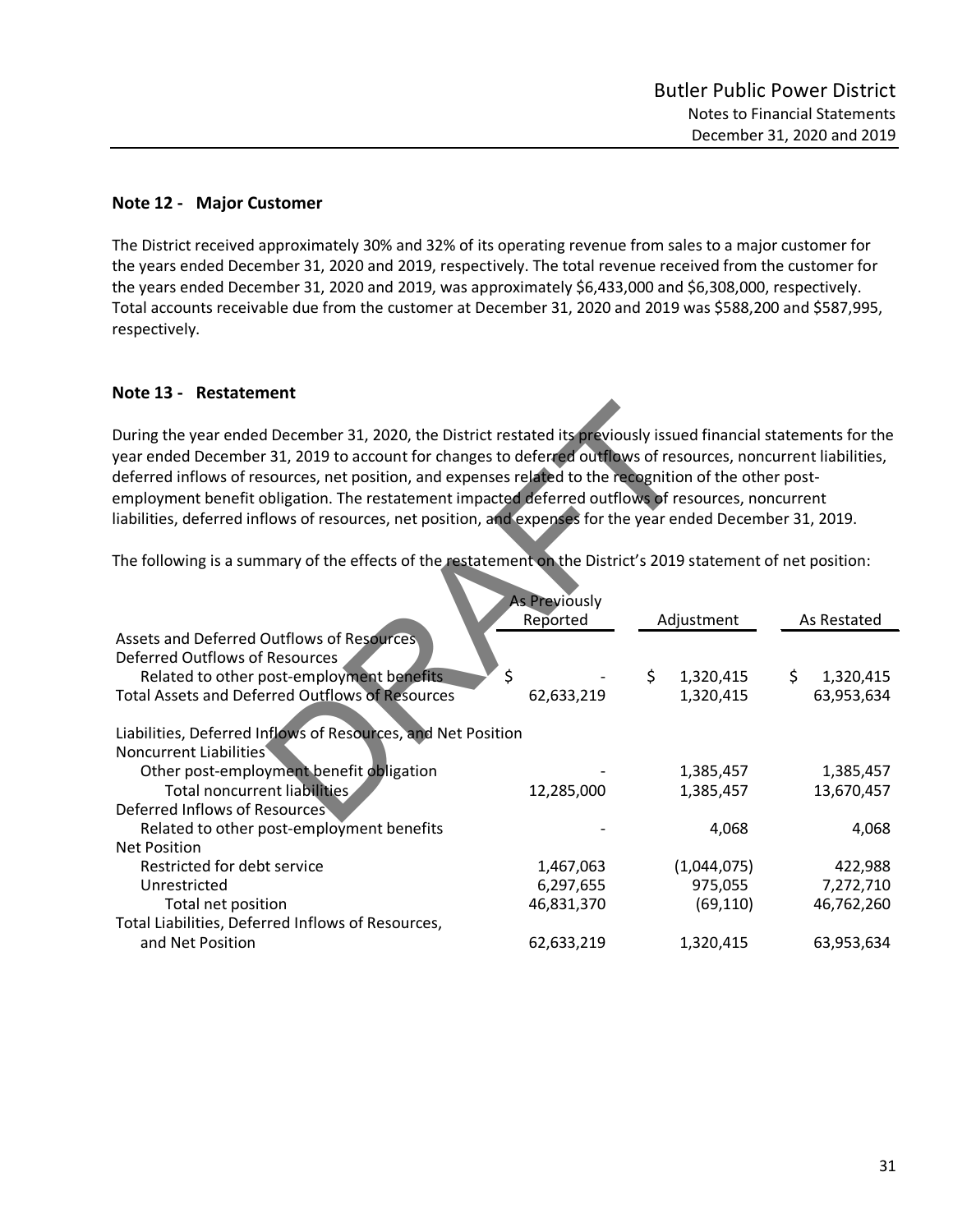## Note 12 - Major Customer

The District received approximately 30% and 32% of its operating revenue from sales to a major customer for the years ended December 31, 2020 and 2019, respectively. The total revenue received from the customer for the years ended December 31, 2020 and 2019, was approximately $6,433,000 and $6,308,000, respectively. Total accounts receivable due from the customer at December 31, 2020 and 2019 was $588,200 and $587,995, respectively.

## Note 13 - Restatement

During the year ended December 31, 2020, the District restated its previously issued financial statements for the year ended December 31, 2019 to account for changes to deferred outflows of resources, noncurrent liabilities, deferred inflows of resources, net position, and expenses related to the recognition of the other post-employment benefit obligation. The restatement impacted deferred outflows of resources, noncurrent liabilities, deferred inflows of resources, net position, and expenses for the year ended December 31, 2019.

The following is a summary of the effects of the restatement on the District's 2019 statement of net position:

| | As Previously Reported | Adjustment | As Restated |
|---|---|---|---|
| Assets and Deferred Outflows of Resources | | | |
| Deferred Outflows of Resources | | | |
| Related to other post-employment benefits | $ - | $ 1,320,415 | $ 1,320,415 |
| Total Assets and Deferred Outflows of Resources | 62,633,219 | 1,320,415 | 63,953,634 |
| Liabilities, Deferred Inflows of Resources, and Net Position | | | |
| Noncurrent Liabilities | | | |
| Other post-employment benefit obligation | - | 1,385,457 | 1,385,457 |
| Total noncurrent liabilities | 12,285,000 | 1,385,457 | 13,670,457 |
| Deferred Inflows of Resources | | | |
| Related to other post-employment benefits | - | 4,068 | 4,068 |
| Net Position | | | |
| Restricted for debt service | 1,467,063 | (1,044,075) | 422,988 |
| Unrestricted | 6,297,655 | 975,055 | 7,272,710 |
| Total net position | 46,831,370 | (69,110) | 46,762,260 |
| Total Liabilities, Deferred Inflows of Resources, and Net Position | 62,633,219 | 1,320,415 | 63,953,634 |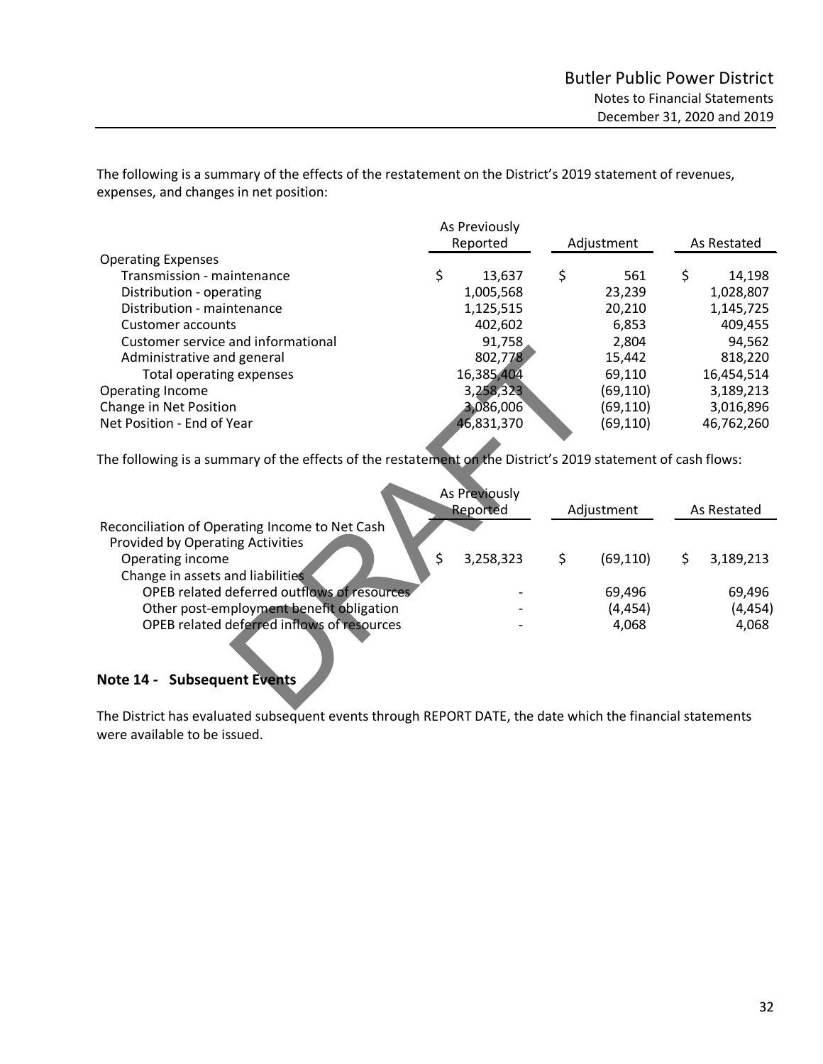The following is a summary of the effects of the restatement on the District's 2019 statement of revenues, expenses, and changes in net position:

| | As Previously Reported | Adjustment | As Restated |
|---|---|---|---|
| Operating Expenses | | | |
| Transmission - maintenance | $ 13,637 | $ 561 | $ 14,198 |
| Distribution - operating | 1,005,568 | 23,239 | 1,028,807 |
| Distribution - maintenance | 1,125,515 | 20,210 | 1,145,725 |
| Customer accounts | 402,602 | 6,853 | 409,455 |
| Customer service and informational | 91,758 | 2,804 | 94,562 |
| Administrative and general | 802,778 | 15,442 | 818,220 |
| Total operating expenses | 16,385,404 | 69,110 | 16,454,514 |
| Operating Income | 3,258,323 | (69,110) | 3,189,213 |
| Change in Net Position | 3,086,006 | (69,110) | 3,016,896 |
| Net Position - End of Year | 46,831,370 | (69,110) | 46,762,260 |

The following is a summary of the effects of the restatement on the District's 2019 statement of cash flows:

| | As Previously Reported | Adjustment | As Restated |
|---|---|---|---|
| Reconciliation of Operating Income to Net Cash Provided by Operating Activities | | | |
| Operating income | $ 3,258,323 | $ (69,110) | $ 3,189,213 |
| Change in assets and liabilities | | | |
| OPEB related deferred outflows of resources | - | 69,496 | 69,496 |
| Other post-employment benefit obligation | - | (4,454) | (4,454) |
| OPEB related deferred inflows of resources | - | 4,068 | 4,068 |

## Note 14 - Subsequent Events

The District has evaluated subsequent events through REPORT DATE, the date which the financial statements were available to be issued.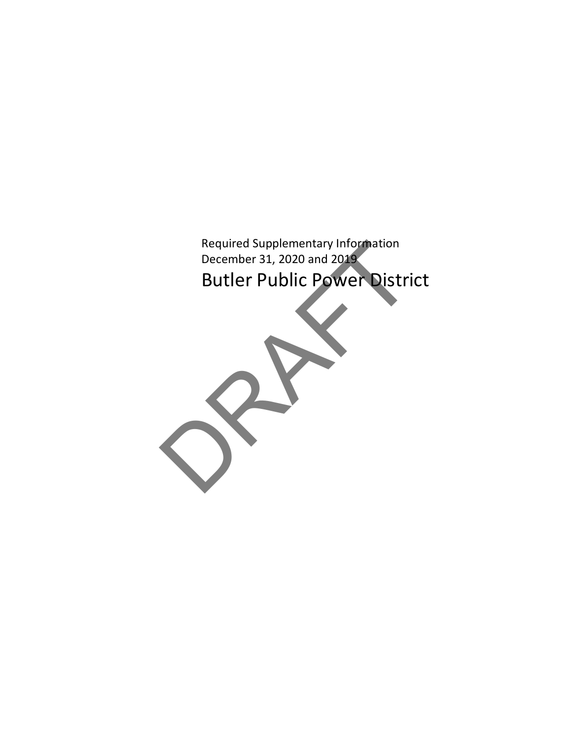Required Supplementary Information
December 31, 2020 and 2019

# Butler Public Power District

DRAFT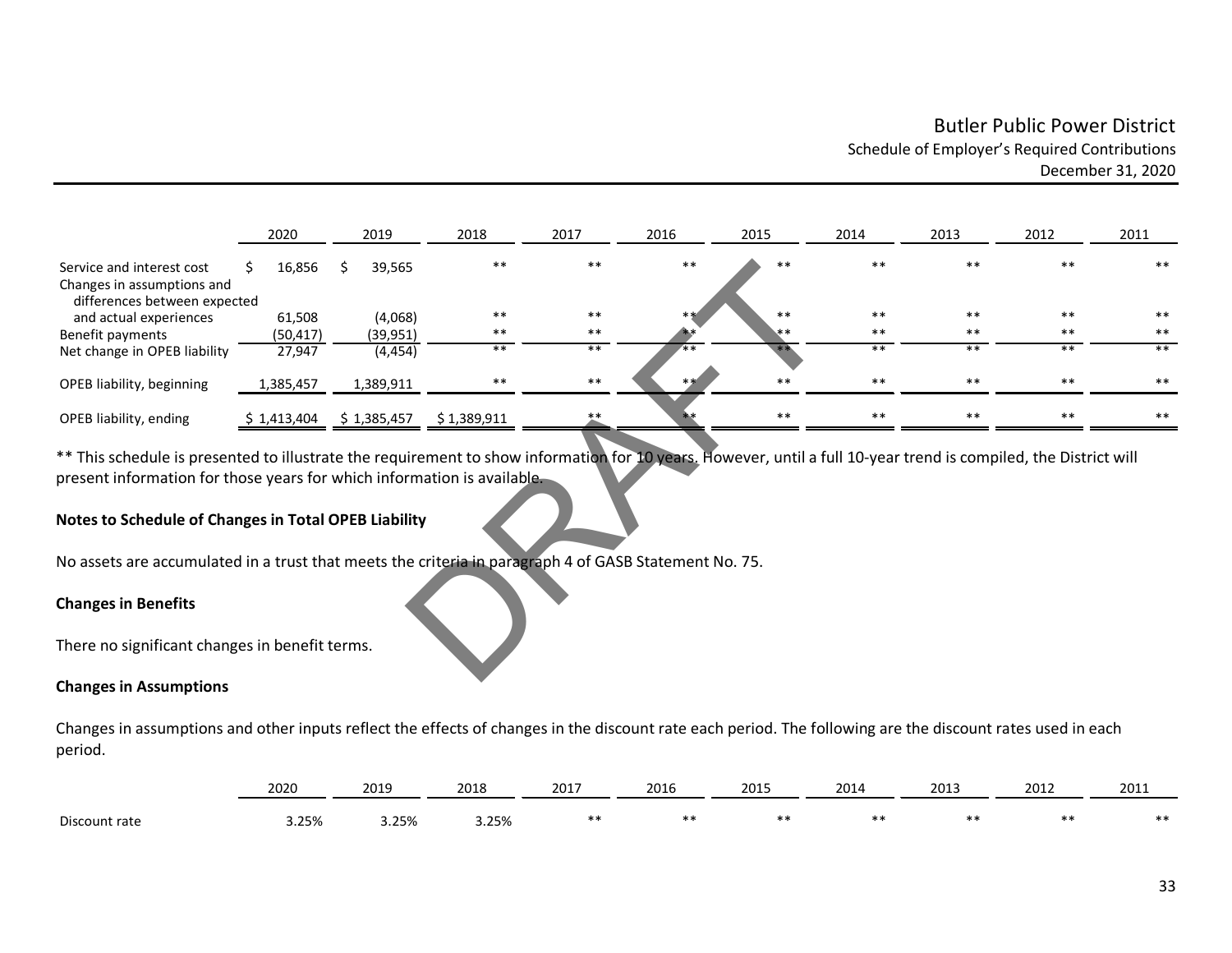# Butler Public Power District

## Schedule of Employer's Required Contributions

December 31, 2020

| | 2020 | 2019 | 2018 | 2017 | 2016 | 2015 | 2014 | 2013 | 2012 | 2011 |
|---|---|---|---|---|---|---|---|---|---|---|
| Service and interest cost | $ 16,856 | $ 39,565 | ** | ** | ** | ** | ** | ** | ** | ** |
| Changes in assumptions and differences between expected and actual experiences | 61,508 | (4,068) | ** | ** | ** | ** | ** | ** | ** | ** |
| Benefit payments | (50,417) | (39,951) | ** | ** | ** | ** | ** | ** | ** | ** |
| Net change in OPEB liability | 27,947 | (4,454) | ** | ** | ** | ** | ** | ** | ** | ** |
| OPEB liability, beginning | 1,385,457 | 1,389,911 | ** | ** | ** | ** | ** | ** | ** | ** |
| OPEB liability, ending | $ 1,413,404 | $ 1,385,457 | $ 1,389,911 | ** | ** | ** | ** | ** | ** | ** |

** This schedule is presented to illustrate the requirement to show information for 10 years. However, until a full 10-year trend is compiled, the District will present information for those years for which information is available.

**Notes to Schedule of Changes in Total OPEB Liability**

No assets are accumulated in a trust that meets the criteria in paragraph 4 of GASB Statement No. 75.

**Changes in Benefits**

There no significant changes in benefit terms.

**Changes in Assumptions**

Changes in assumptions and other inputs reflect the effects of changes in the discount rate each period. The following are the discount rates used in each period.

| | 2020 | 2019 | 2018 | 2017 | 2016 | 2015 | 2014 | 2013 | 2012 | 2011 |
|---|---|---|---|---|---|---|---|---|---|---|
| Discount rate | 3.25% | 3.25% | 3.25% | ** | ** | ** | ** | ** | ** | ** |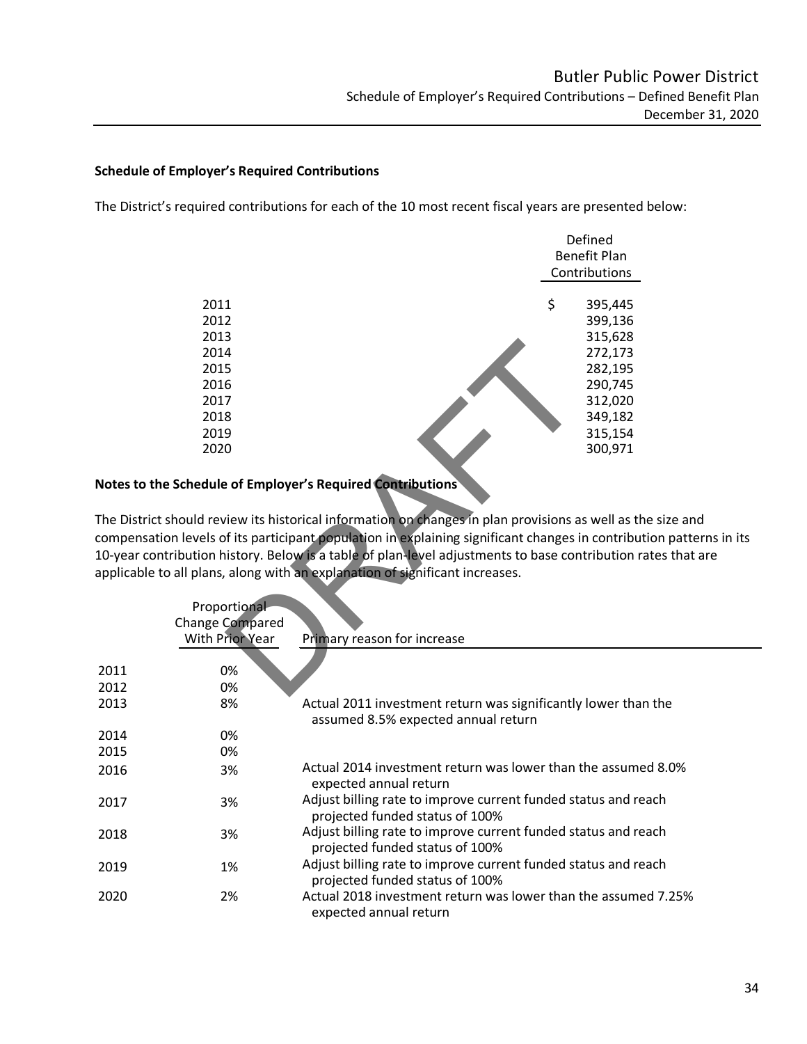## Schedule of Employer's Required Contributions

The District's required contributions for each of the 10 most recent fiscal years are presented below:

| | Defined Benefit Plan Contributions |
|---|---|
| 2011 | $ 395,445 |
| 2012 | 399,136 |
| 2013 | 315,628 |
| 2014 | 272,173 |
| 2015 | 282,195 |
| 2016 | 290,745 |
| 2017 | 312,020 |
| 2018 | 349,182 |
| 2019 | 315,154 |
| 2020 | 300,971 |

## Notes to the Schedule of Employer's Required Contributions

The District should review its historical information on changes in plan provisions as well as the size and compensation levels of its participant population in explaining significant changes in contribution patterns in its 10-year contribution history. Below is a table of plan-level adjustments to base contribution rates that are applicable to all plans, along with an explanation of significant increases.

| | Proportional Change Compared With Prior Year | Primary reason for increase |
|---|---|---|
| 2011 | 0% | |
| 2012 | 0% | |
| 2013 | 8% | Actual 2011 investment return was significantly lower than the assumed 8.5% expected annual return |
| 2014 | 0% | |
| 2015 | 0% | |
| 2016 | 3% | Actual 2014 investment return was lower than the assumed 8.0% expected annual return |
| 2017 | 3% | Adjust billing rate to improve current funded status and reach projected funded status of 100% |
| 2018 | 3% | Adjust billing rate to improve current funded status and reach projected funded status of 100% |
| 2019 | 1% | Adjust billing rate to improve current funded status and reach projected funded status of 100% |
| 2020 | 2% | Actual 2018 investment return was lower than the assumed 7.25% expected annual return |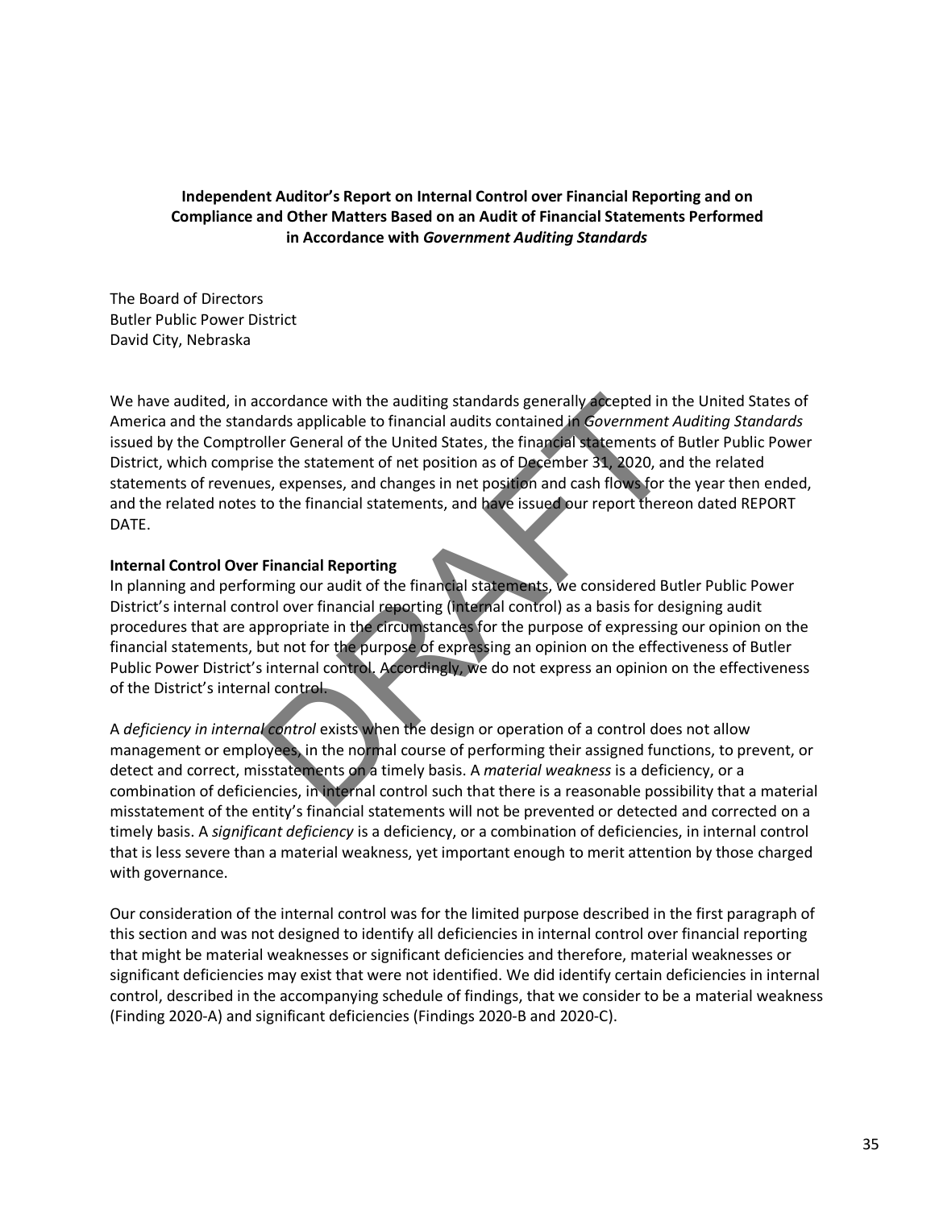**Independent Auditor's Report on Internal Control over Financial Reporting and on Compliance and Other Matters Based on an Audit of Financial Statements Performed in Accordance with *Government Auditing Standards***

The Board of Directors
Butler Public Power District
David City, Nebraska

We have audited, in accordance with the auditing standards generally accepted in the United States of America and the standards applicable to financial audits contained in *Government Auditing Standards* issued by the Comptroller General of the United States, the financial statements of Butler Public Power District, which comprise the statement of net position as of December 31, 2020, and the related statements of revenues, expenses, and changes in net position and cash flows for the year then ended, and the related notes to the financial statements, and have issued our report thereon dated REPORT DATE.

**Internal Control Over Financial Reporting**

In planning and performing our audit of the financial statements, we considered Butler Public Power District's internal control over financial reporting (internal control) as a basis for designing audit procedures that are appropriate in the circumstances for the purpose of expressing our opinion on the financial statements, but not for the purpose of expressing an opinion on the effectiveness of Butler Public Power District's internal control. Accordingly, we do not express an opinion on the effectiveness of the District's internal control.

A *deficiency in internal control* exists when the design or operation of a control does not allow management or employees, in the normal course of performing their assigned functions, to prevent, or detect and correct, misstatements on a timely basis. A *material weakness* is a deficiency, or a combination of deficiencies, in internal control such that there is a reasonable possibility that a material misstatement of the entity's financial statements will not be prevented or detected and corrected on a timely basis. A *significant deficiency* is a deficiency, or a combination of deficiencies, in internal control that is less severe than a material weakness, yet important enough to merit attention by those charged with governance.

Our consideration of the internal control was for the limited purpose described in the first paragraph of this section and was not designed to identify all deficiencies in internal control over financial reporting that might be material weaknesses or significant deficiencies and therefore, material weaknesses or significant deficiencies may exist that were not identified. We did identify certain deficiencies in internal control, described in the accompanying schedule of findings, that we consider to be a material weakness (Finding 2020-A) and significant deficiencies (Findings 2020-B and 2020-C).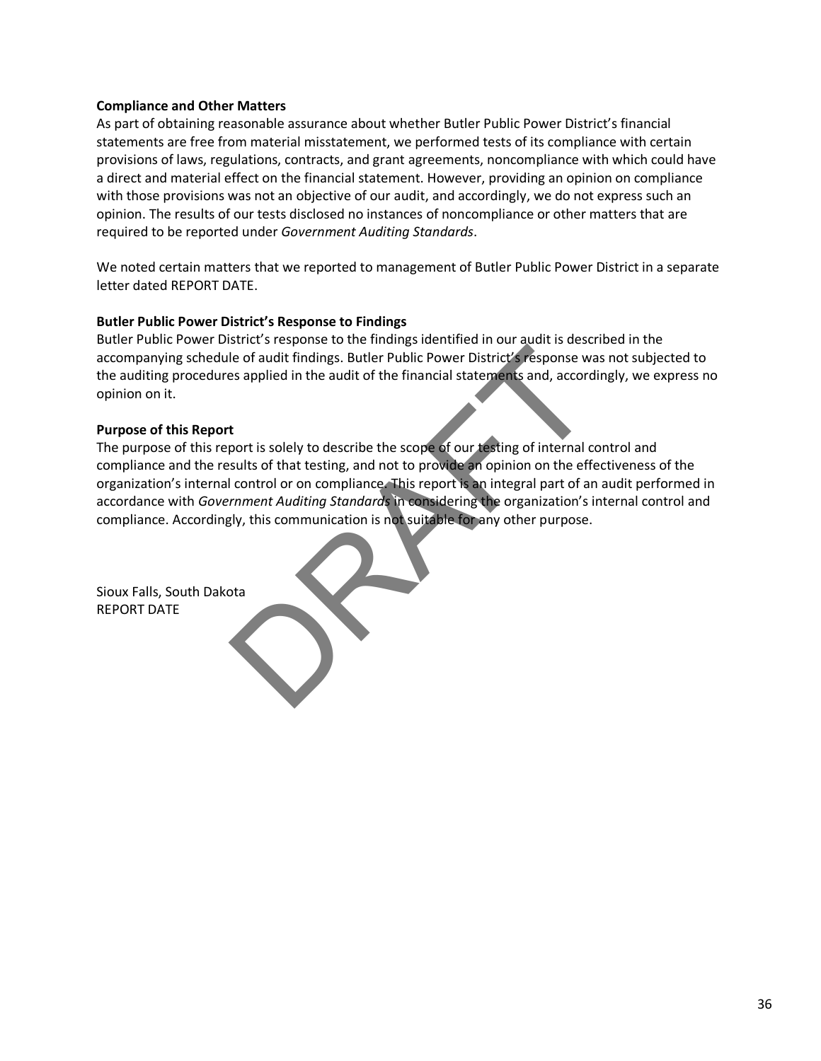**Compliance and Other Matters**

As part of obtaining reasonable assurance about whether Butler Public Power District's financial statements are free from material misstatement, we performed tests of its compliance with certain provisions of laws, regulations, contracts, and grant agreements, noncompliance with which could have a direct and material effect on the financial statement. However, providing an opinion on compliance with those provisions was not an objective of our audit, and accordingly, we do not express such an opinion. The results of our tests disclosed no instances of noncompliance or other matters that are required to be reported under *Government Auditing Standards*.

We noted certain matters that we reported to management of Butler Public Power District in a separate letter dated REPORT DATE.

**Butler Public Power District's Response to Findings**

Butler Public Power District's response to the findings identified in our audit is described in the accompanying schedule of audit findings. Butler Public Power District's response was not subjected to the auditing procedures applied in the audit of the financial statements and, accordingly, we express no opinion on it.

**Purpose of this Report**

The purpose of this report is solely to describe the scope of our testing of internal control and compliance and the results of that testing, and not to provide an opinion on the effectiveness of the organization's internal control or on compliance. This report is an integral part of an audit performed in accordance with *Government Auditing Standards* in considering the organization's internal control and compliance. Accordingly, this communication is not suitable for any other purpose.

Sioux Falls, South Dakota
REPORT DATE

DRAFT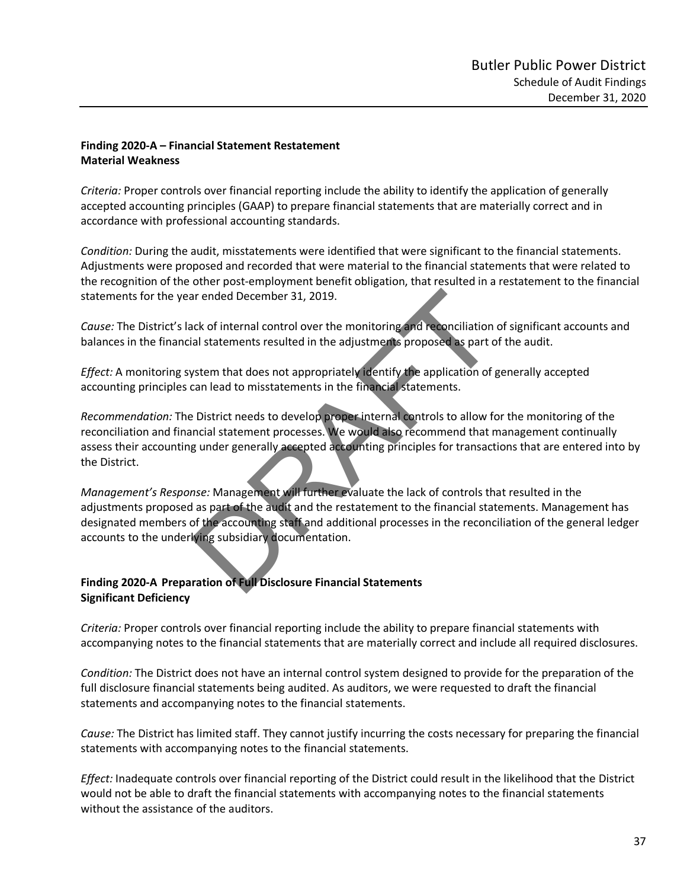**Finding 2020-A – Financial Statement Restatement**
**Material Weakness**

*Criteria:* Proper controls over financial reporting include the ability to identify the application of generally accepted accounting principles (GAAP) to prepare financial statements that are materially correct and in accordance with professional accounting standards.

*Condition:* During the audit, misstatements were identified that were significant to the financial statements. Adjustments were proposed and recorded that were material to the financial statements that were related to the recognition of the other post-employment benefit obligation, that resulted in a restatement to the financial statements for the year ended December 31, 2019.

*Cause:* The District's lack of internal control over the monitoring and reconciliation of significant accounts and balances in the financial statements resulted in the adjustments proposed as part of the audit.

*Effect:* A monitoring system that does not appropriately identify the application of generally accepted accounting principles can lead to misstatements in the financial statements.

*Recommendation:* The District needs to develop proper internal controls to allow for the monitoring of the reconciliation and financial statement processes. We would also recommend that management continually assess their accounting under generally accepted accounting principles for transactions that are entered into by the District.

*Management's Response:* Management will further evaluate the lack of controls that resulted in the adjustments proposed as part of the audit and the restatement to the financial statements. Management has designated members of the accounting staff and additional processes in the reconciliation of the general ledger accounts to the underlying subsidiary documentation.

**Finding 2020-A Preparation of Full Disclosure Financial Statements**
**Significant Deficiency**

*Criteria:* Proper controls over financial reporting include the ability to prepare financial statements with accompanying notes to the financial statements that are materially correct and include all required disclosures.

*Condition:* The District does not have an internal control system designed to provide for the preparation of the full disclosure financial statements being audited. As auditors, we were requested to draft the financial statements and accompanying notes to the financial statements.

*Cause:* The District has limited staff. They cannot justify incurring the costs necessary for preparing the financial statements with accompanying notes to the financial statements.

*Effect:* Inadequate controls over financial reporting of the District could result in the likelihood that the District would not be able to draft the financial statements with accompanying notes to the financial statements without the assistance of the auditors.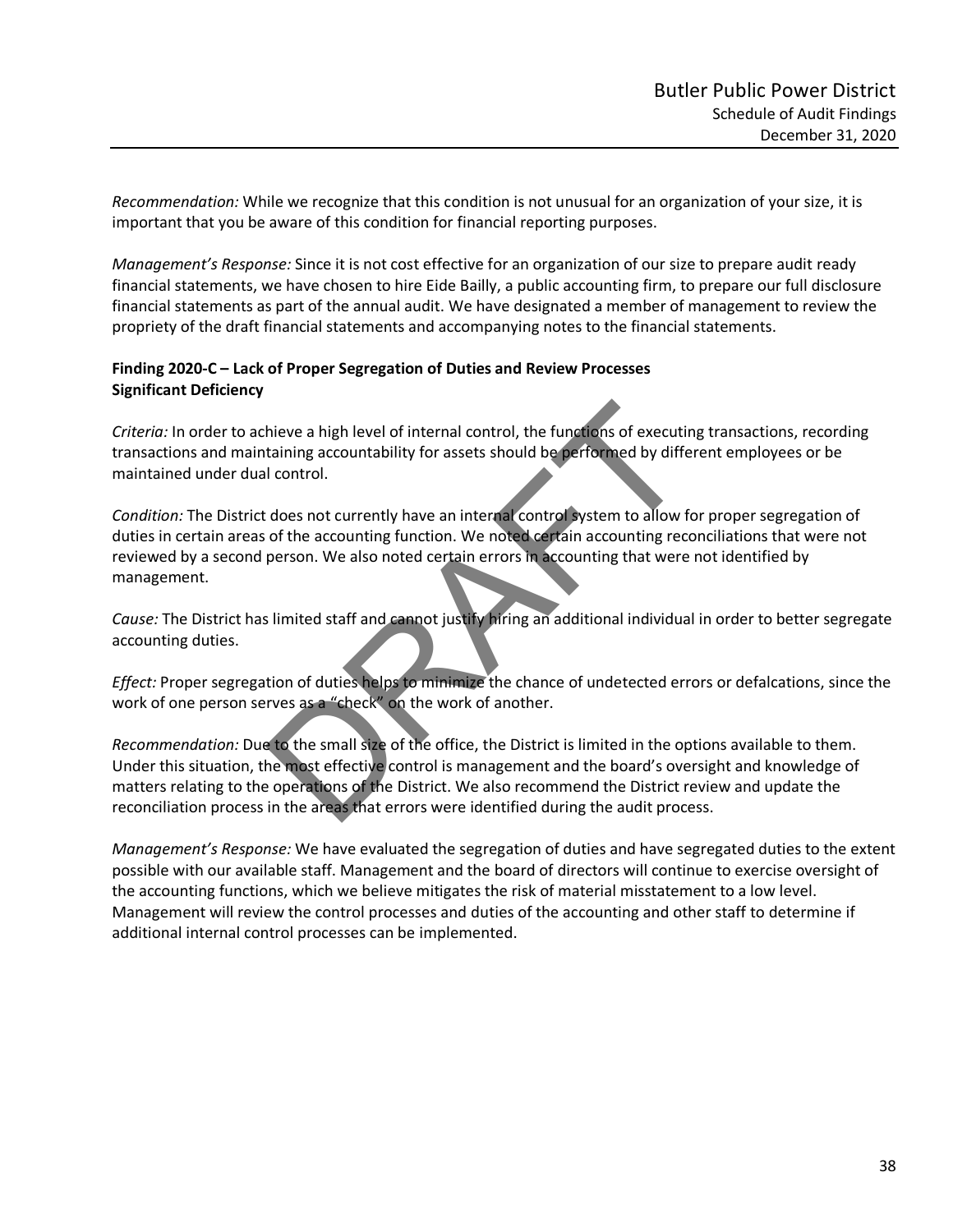*Recommendation:* While we recognize that this condition is not unusual for an organization of your size, it is important that you be aware of this condition for financial reporting purposes.

*Management's Response:* Since it is not cost effective for an organization of our size to prepare audit ready financial statements, we have chosen to hire Eide Bailly, a public accounting firm, to prepare our full disclosure financial statements as part of the annual audit. We have designated a member of management to review the propriety of the draft financial statements and accompanying notes to the financial statements.

**Finding 2020-C – Lack of Proper Segregation of Duties and Review Processes**
**Significant Deficiency**

*Criteria:* In order to achieve a high level of internal control, the functions of executing transactions, recording transactions and maintaining accountability for assets should be performed by different employees or be maintained under dual control.

*Condition:* The District does not currently have an internal control system to allow for proper segregation of duties in certain areas of the accounting function. We noted certain accounting reconciliations that were not reviewed by a second person. We also noted certain errors in accounting that were not identified by management.

*Cause:* The District has limited staff and cannot justify hiring an additional individual in order to better segregate accounting duties.

*Effect:* Proper segregation of duties helps to minimize the chance of undetected errors or defalcations, since the work of one person serves as a "check" on the work of another.

*Recommendation:* Due to the small size of the office, the District is limited in the options available to them. Under this situation, the most effective control is management and the board's oversight and knowledge of matters relating to the operations of the District. We also recommend the District review and update the reconciliation process in the areas that errors were identified during the audit process.

*Management's Response:* We have evaluated the segregation of duties and have segregated duties to the extent possible with our available staff. Management and the board of directors will continue to exercise oversight of the accounting functions, which we believe mitigates the risk of material misstatement to a low level. Management will review the control processes and duties of the accounting and other staff to determine if additional internal control processes can be implemented.